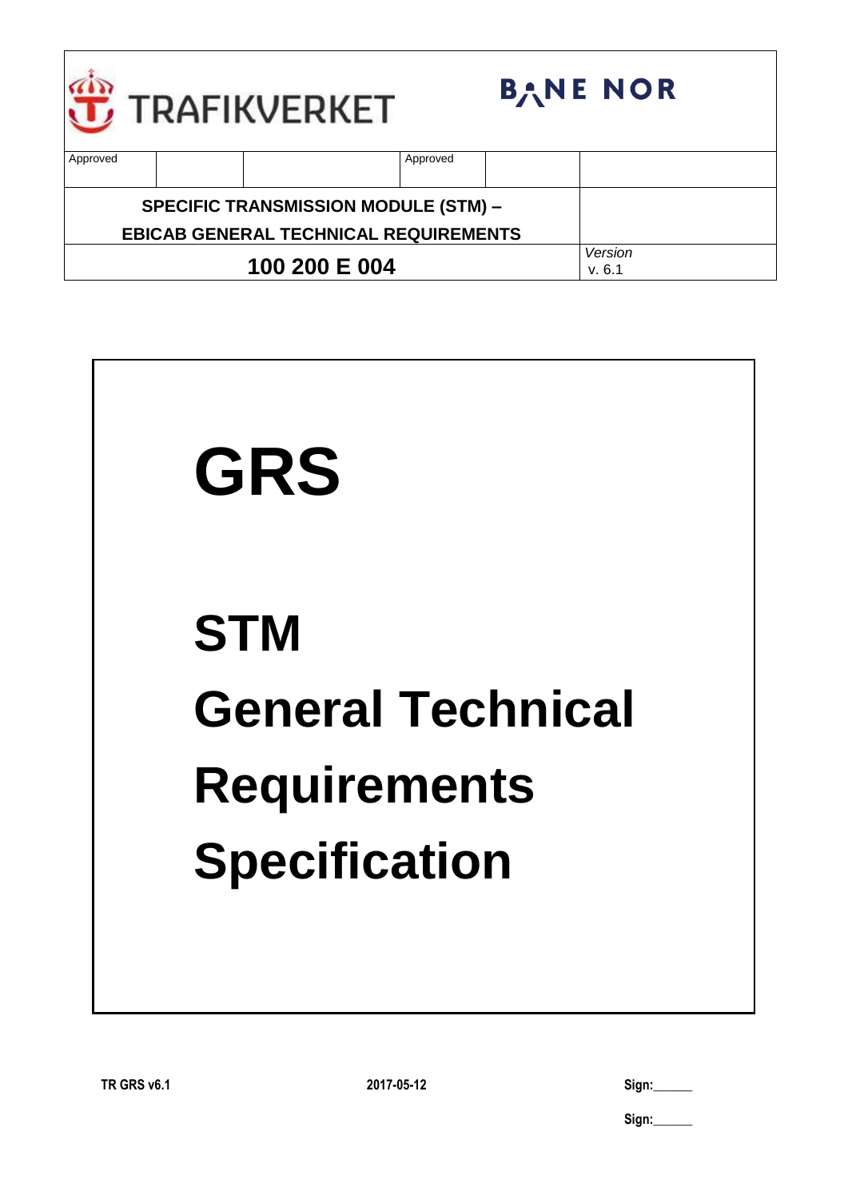| TRAFIKVERKET | | | BANE NOR | | |
|---|---|---|---|---|---|
| Approved | | | Approved | | |
| **SPECIFIC TRANSMISSION MODULE (STM) – EBICAB GENERAL TECHNICAL REQUIREMENTS** | | | | | |
| **100 200 E 004** | | | | | *Version* v. 6.1 |

# GRS

# STM

# General Technical

# Requirements

# Specification

**TR GRS v6.1** **2017-05-12** **Sign:______**

**Sign:______**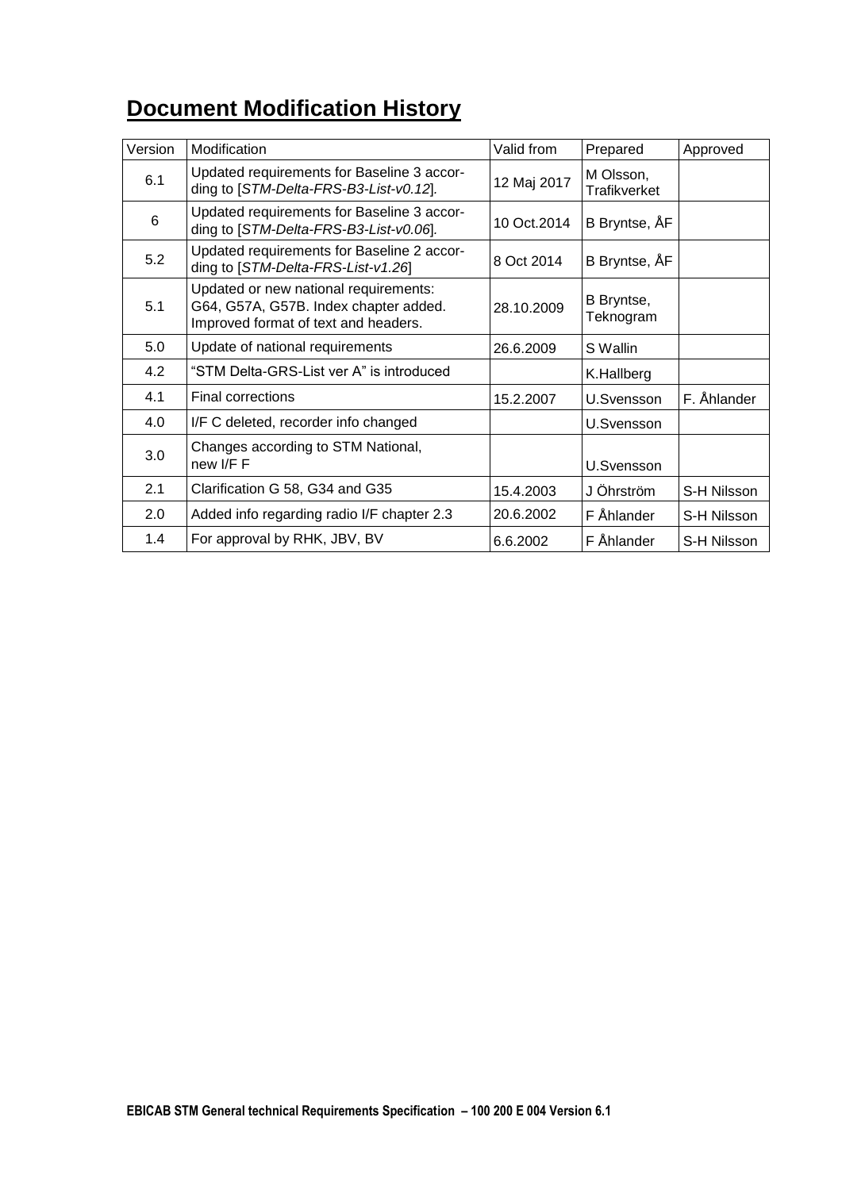# Document Modification History

| Version | Modification | Valid from | Prepared | Approved |
|---|---|---|---|---|
| 6.1 | Updated requirements for Baseline 3 according to [*STM-Delta-FRS-B3-List-v0.12*]. | 12 Maj 2017 | M Olsson, Trafikverket | |
| 6 | Updated requirements for Baseline 3 according to [*STM-Delta-FRS-B3-List-v0.06*]. | 10 Oct.2014 | B Bryntse, ÅF | |
| 5.2 | Updated requirements for Baseline 2 according to [*STM-Delta-FRS-List-v1.26*] | 8 Oct 2014 | B Bryntse, ÅF | |
| 5.1 | Updated or new national requirements: G64, G57A, G57B. Index chapter added. Improved format of text and headers. | 28.10.2009 | B Bryntse, Teknogram | |
| 5.0 | Update of national requirements | 26.6.2009 | S Wallin | |
| 4.2 | "STM Delta-GRS-List ver A" is introduced | | K.Hallberg | |
| 4.1 | Final corrections | 15.2.2007 | U.Svensson | F. Åhlander |
| 4.0 | I/F C deleted, recorder info changed | | U.Svensson | |
| 3.0 | Changes according to STM National, new I/F F | | U.Svensson | |
| 2.1 | Clarification G 58, G34 and G35 | 15.4.2003 | J Öhrström | S-H Nilsson |
| 2.0 | Added info regarding radio I/F chapter 2.3 | 20.6.2002 | F Åhlander | S-H Nilsson |
| 1.4 | For approval by RHK, JBV, BV | 6.6.2002 | F Åhlander | S-H Nilsson |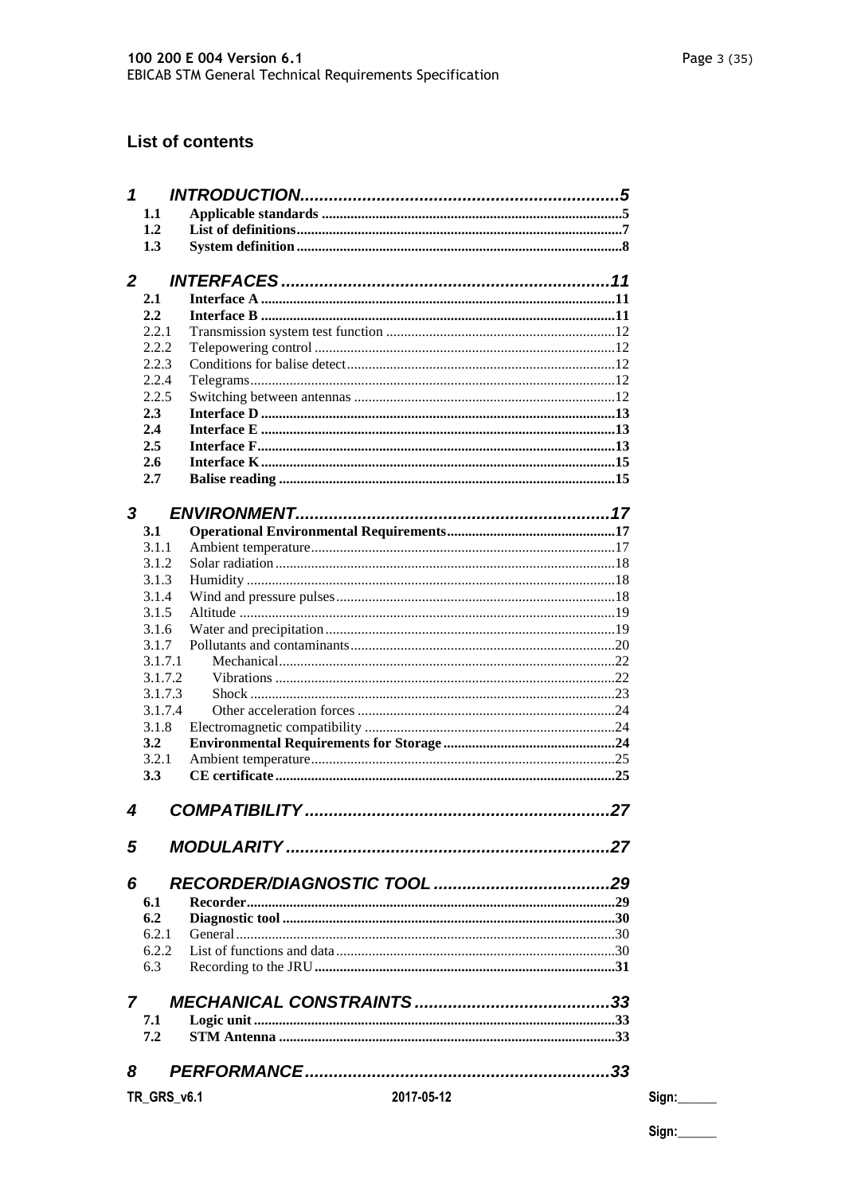## List of contents

- **1 INTRODUCTION ... 5**
  - **1.1 Applicable standards ... 5**
  - **1.2 List of definitions ... 7**
  - **1.3 System definition ... 8**
- **2 INTERFACES ... 11**
  - **2.1 Interface A ... 11**
  - **2.2 Interface B ... 11**
    - 2.2.1 Transmission system test function ... 12
    - 2.2.2 Telepowering control ... 12
    - 2.2.3 Conditions for balise detect ... 12
    - 2.2.4 Telegrams ... 12
    - 2.2.5 Switching between antennas ... 12
  - **2.3 Interface D ... 13**
  - **2.4 Interface E ... 13**
  - **2.5 Interface F ... 13**
  - **2.6 Interface K ... 15**
  - **2.7 Balise reading ... 15**
- **3 ENVIRONMENT ... 17**
  - **3.1 Operational Environmental Requirements ... 17**
    - 3.1.1 Ambient temperature ... 17
    - 3.1.2 Solar radiation ... 18
    - 3.1.3 Humidity ... 18
    - 3.1.4 Wind and pressure pulses ... 18
    - 3.1.5 Altitude ... 19
    - 3.1.6 Water and precipitation ... 19
    - 3.1.7 Pollutants and contaminants ... 20
      - 3.1.7.1 Mechanical ... 22
      - 3.1.7.2 Vibrations ... 22
      - 3.1.7.3 Shock ... 23
      - 3.1.7.4 Other acceleration forces ... 24
    - 3.1.8 Electromagnetic compatibility ... 24
  - **3.2 Environmental Requirements for Storage ... 24**
    - 3.2.1 Ambient temperature ... 25
  - **3.3 CE certificate ... 25**
- **4 COMPATIBILITY ... 27**
- **5 MODULARITY ... 27**
- **6 RECORDER/DIAGNOSTIC TOOL ... 29**
  - **6.1 Recorder ... 29**
  - **6.2 Diagnostic tool ... 30**
    - 6.2.1 General ... 30
    - 6.2.2 List of functions and data ... 30
  - 6.3 Recording to the JRU ... 31
- **7 MECHANICAL CONSTRAINTS ... 33**
  - **7.1 Logic unit ... 33**
  - **7.2 STM Antenna ... 33**
- **8 PERFORMANCE ... 33**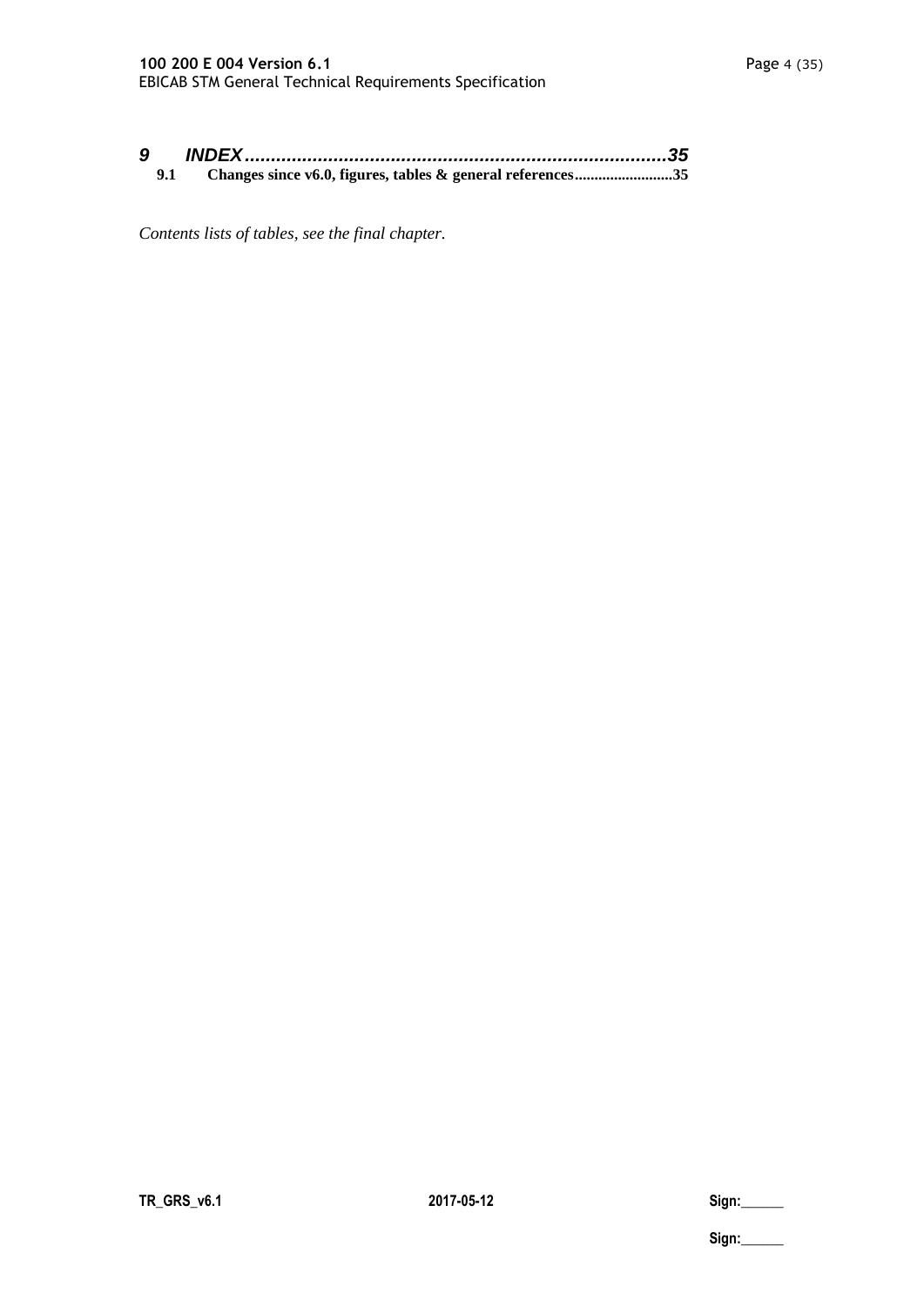**9 INDEX.................................................................................35**

**9.1 Changes since v6.0, figures, tables & general references.........................35**

*Contents lists of tables, see the final chapter.*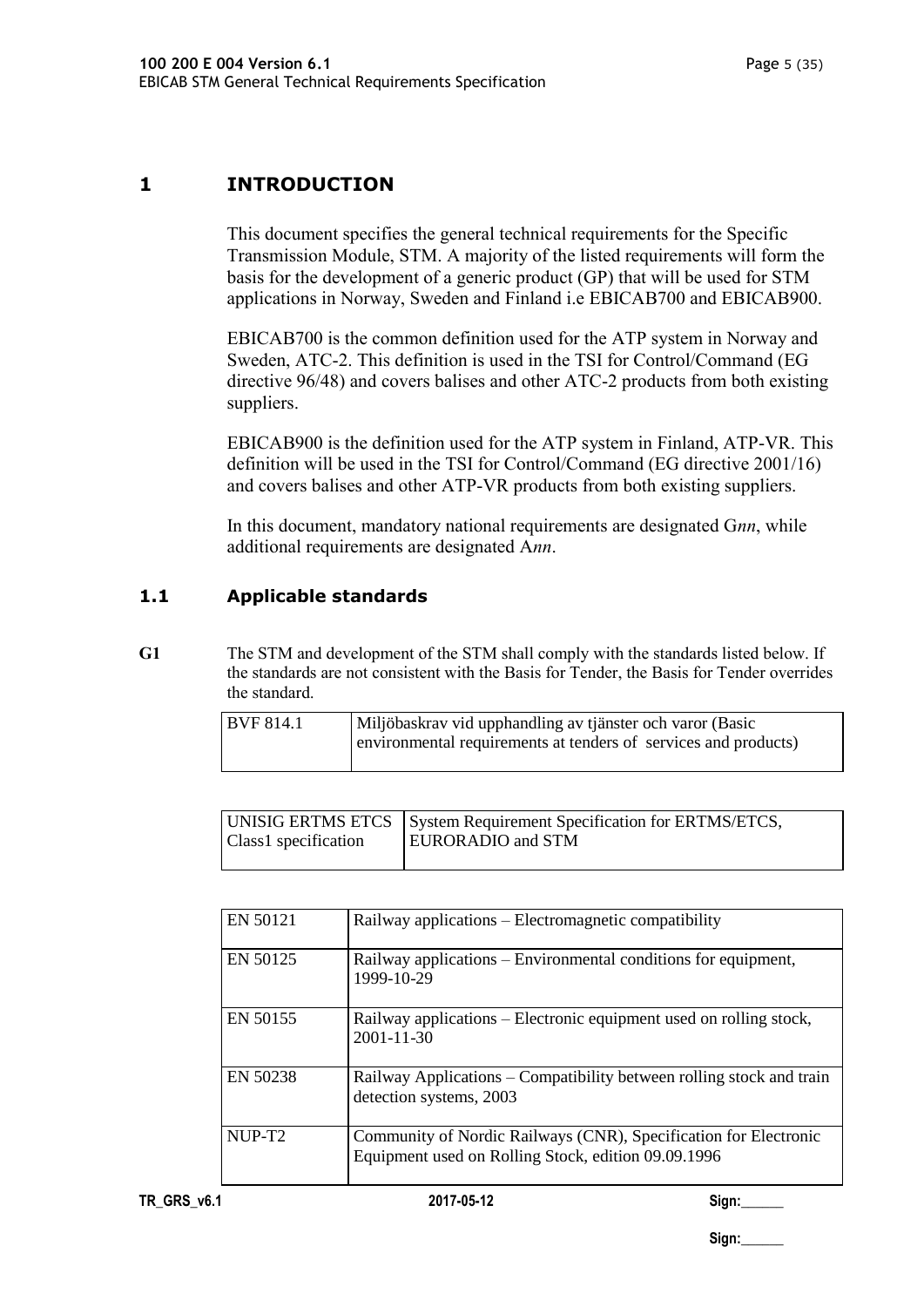# 1 INTRODUCTION

This document specifies the general technical requirements for the Specific Transmission Module, STM. A majority of the listed requirements will form the basis for the development of a generic product (GP) that will be used for STM applications in Norway, Sweden and Finland i.e EBICAB700 and EBICAB900.

EBICAB700 is the common definition used for the ATP system in Norway and Sweden, ATC-2. This definition is used in the TSI for Control/Command (EG directive 96/48) and covers balises and other ATC-2 products from both existing suppliers.

EBICAB900 is the definition used for the ATP system in Finland, ATP-VR. This definition will be used in the TSI for Control/Command (EG directive 2001/16) and covers balises and other ATP-VR products from both existing suppliers.

In this document, mandatory national requirements are designated G*nn*, while additional requirements are designated A*nn*.

## 1.1 Applicable standards

**G1** The STM and development of the STM shall comply with the standards listed below. If the standards are not consistent with the Basis for Tender, the Basis for Tender overrides the standard.

| BVF 814.1 | Miljöbaskrav vid upphandling av tjänster och varor (Basic environmental requirements at tenders of services and products) |
|---|---|

| UNISIG ERTMS ETCS Class1 specification | System Requirement Specification for ERTMS/ETCS, EURORADIO and STM |
|---|---|

| EN 50121 | Railway applications – Electromagnetic compatibility |
|---|---|
| EN 50125 | Railway applications – Environmental conditions for equipment, 1999-10-29 |
| EN 50155 | Railway applications – Electronic equipment used on rolling stock, 2001-11-30 |
| EN 50238 | Railway Applications – Compatibility between rolling stock and train detection systems, 2003 |
| NUP-T2 | Community of Nordic Railways (CNR), Specification for Electronic Equipment used on Rolling Stock, edition 09.09.1996 |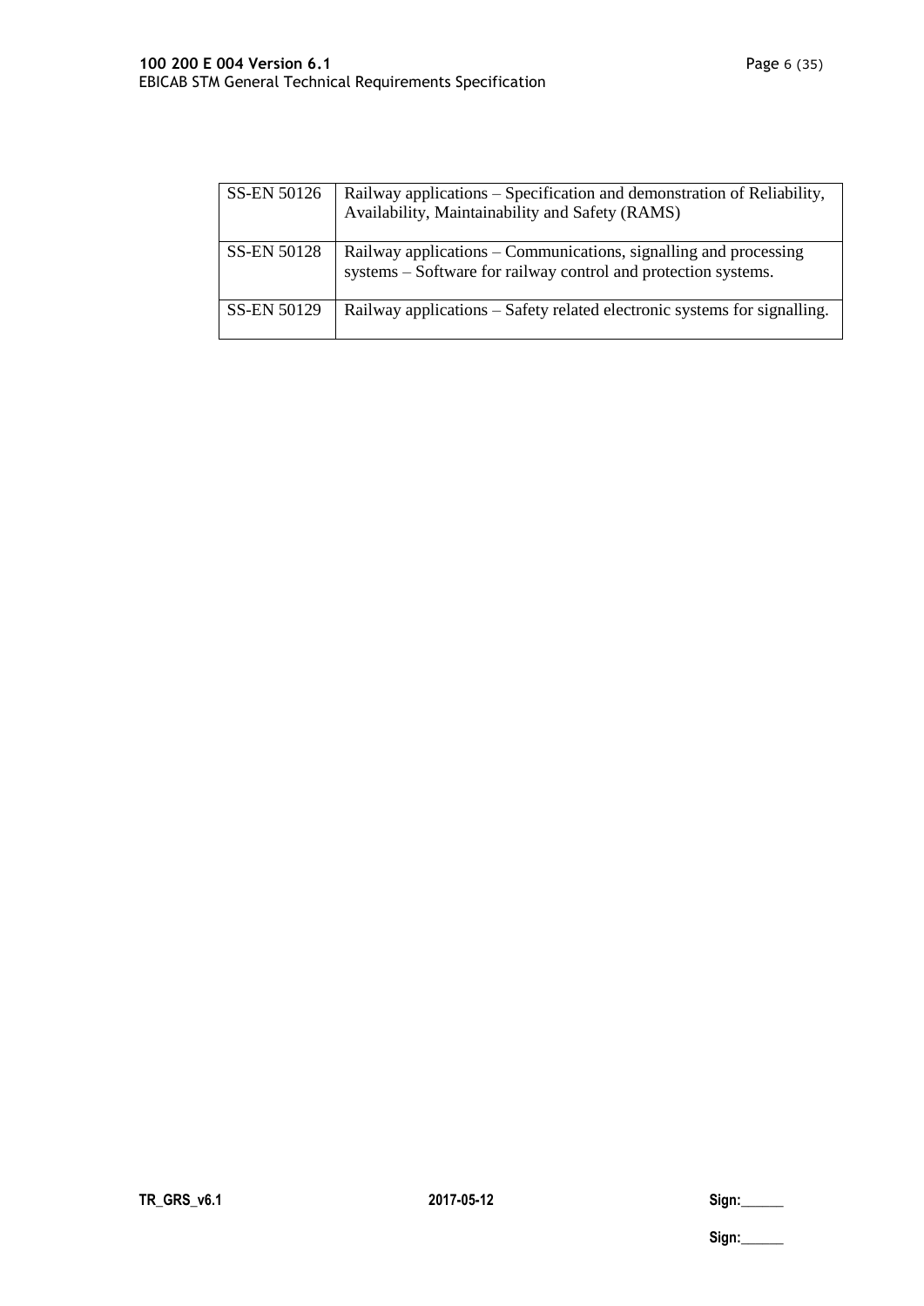| SS-EN 50126 | Railway applications – Specification and demonstration of Reliability, Availability, Maintainability and Safety (RAMS) |
|---|---|
| SS-EN 50128 | Railway applications – Communications, signalling and processing systems – Software for railway control and protection systems. |
| SS-EN 50129 | Railway applications – Safety related electronic systems for signalling. |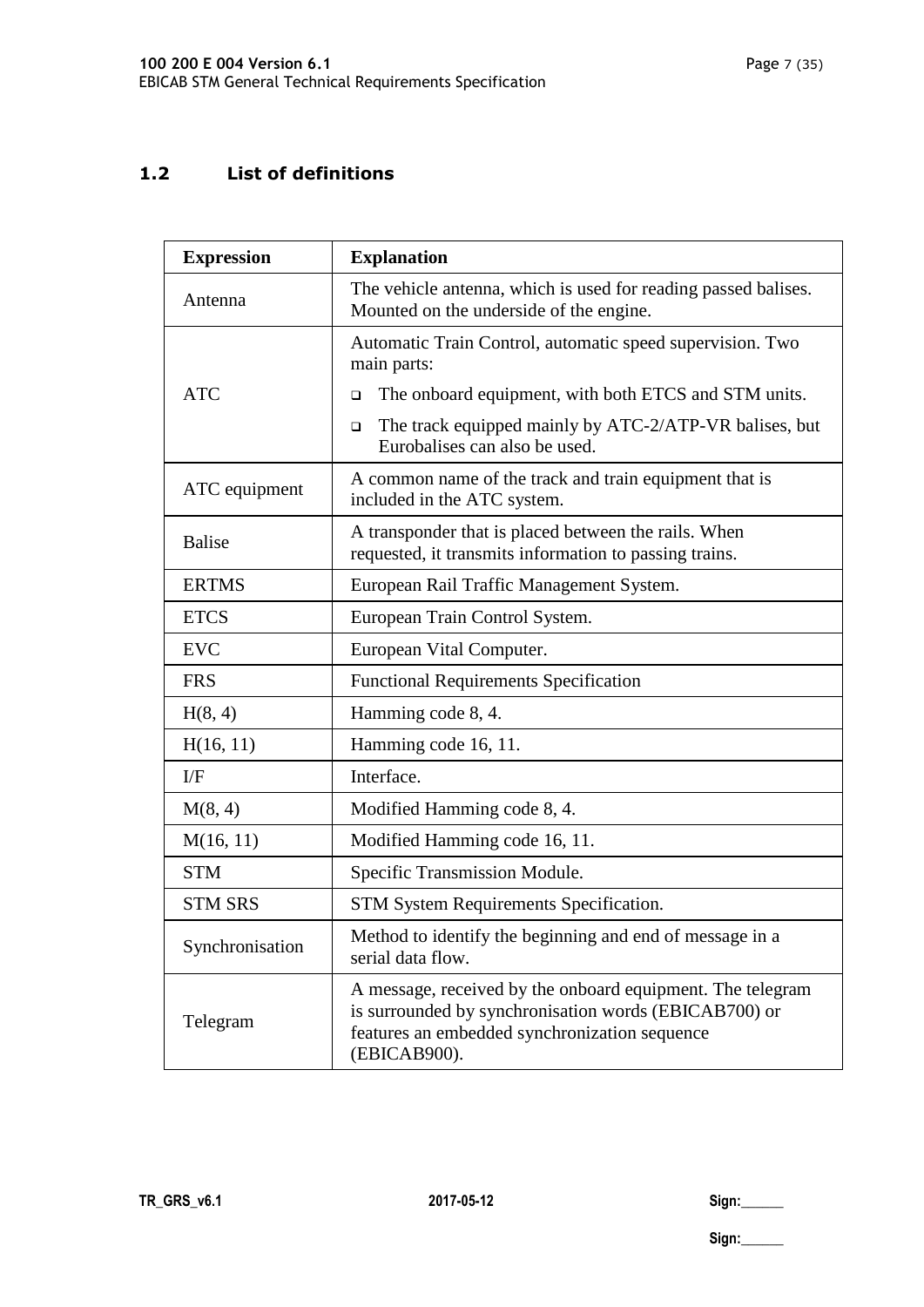## 1.2 List of definitions

| Expression | Explanation |
|---|---|
| Antenna | The vehicle antenna, which is used for reading passed balises. Mounted on the underside of the engine. |
| ATC | Automatic Train Control, automatic speed supervision. Two main parts:<br>- The onboard equipment, with both ETCS and STM units.<br>- The track equipped mainly by ATC-2/ATP-VR balises, but Eurobalises can also be used. |
| ATC equipment | A common name of the track and train equipment that is included in the ATC system. |
| Balise | A transponder that is placed between the rails. When requested, it transmits information to passing trains. |
| ERTMS | European Rail Traffic Management System. |
| ETCS | European Train Control System. |
| EVC | European Vital Computer. |
| FRS | Functional Requirements Specification |
| H(8, 4) | Hamming code 8, 4. |
| H(16, 11) | Hamming code 16, 11. |
| I/F | Interface. |
| M(8, 4) | Modified Hamming code 8, 4. |
| M(16, 11) | Modified Hamming code 16, 11. |
| STM | Specific Transmission Module. |
| STM SRS | STM System Requirements Specification. |
| Synchronisation | Method to identify the beginning and end of message in a serial data flow. |
| Telegram | A message, received by the onboard equipment. The telegram is surrounded by synchronisation words (EBICAB700) or features an embedded synchronization sequence (EBICAB900). |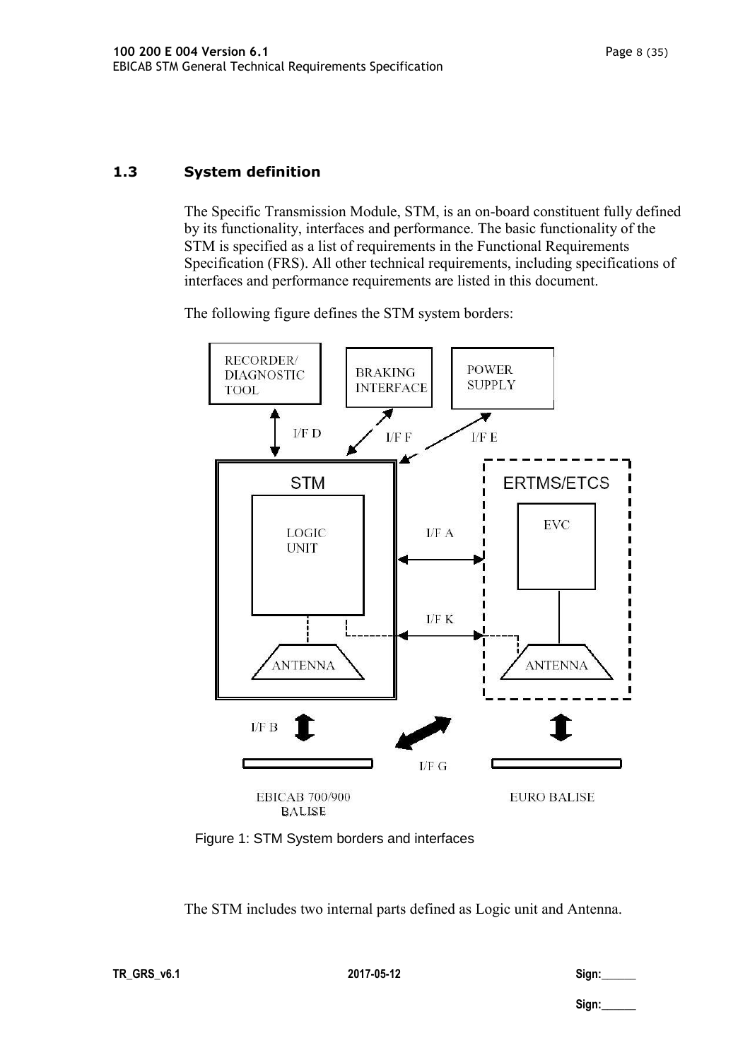## 1.3 System definition

The Specific Transmission Module, STM, is an on-board constituent fully defined by its functionality, interfaces and performance. The basic functionality of the STM is specified as a list of requirements in the Functional Requirements Specification (FRS). All other technical requirements, including specifications of interfaces and performance requirements are listed in this document.

The following figure defines the STM system borders:

RECORDER/ DIAGNOSTIC TOOL

BRAKING INTERFACE

POWER SUPPLY

I/F D

I/F F

I/F E

STM

LOGIC UNIT

ANTENNA

ERTMS/ETCS

EVC

ANTENNA

I/F A

I/F K

I/F B

I/F G

EBICAB 700/900 BALISE

EURO BALISE

Figure 1: STM System borders and interfaces

The STM includes two internal parts defined as Logic unit and Antenna.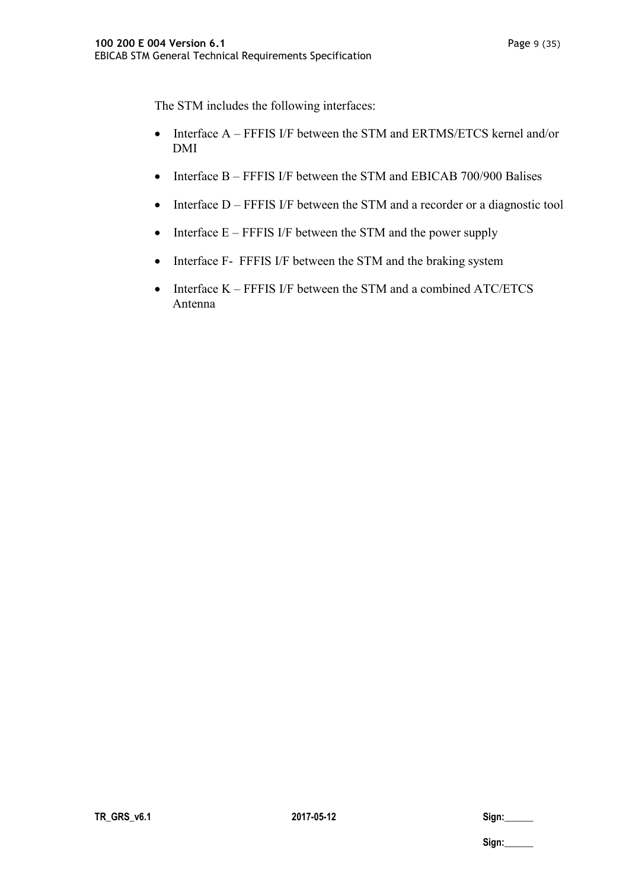The STM includes the following interfaces:

- Interface A – FFFIS I/F between the STM and ERTMS/ETCS kernel and/or DMI
- Interface B – FFFIS I/F between the STM and EBICAB 700/900 Balises
- Interface D – FFFIS I/F between the STM and a recorder or a diagnostic tool
- Interface E – FFFIS I/F between the STM and the power supply
- Interface F- FFFIS I/F between the STM and the braking system
- Interface K – FFFIS I/F between the STM and a combined ATC/ETCS Antenna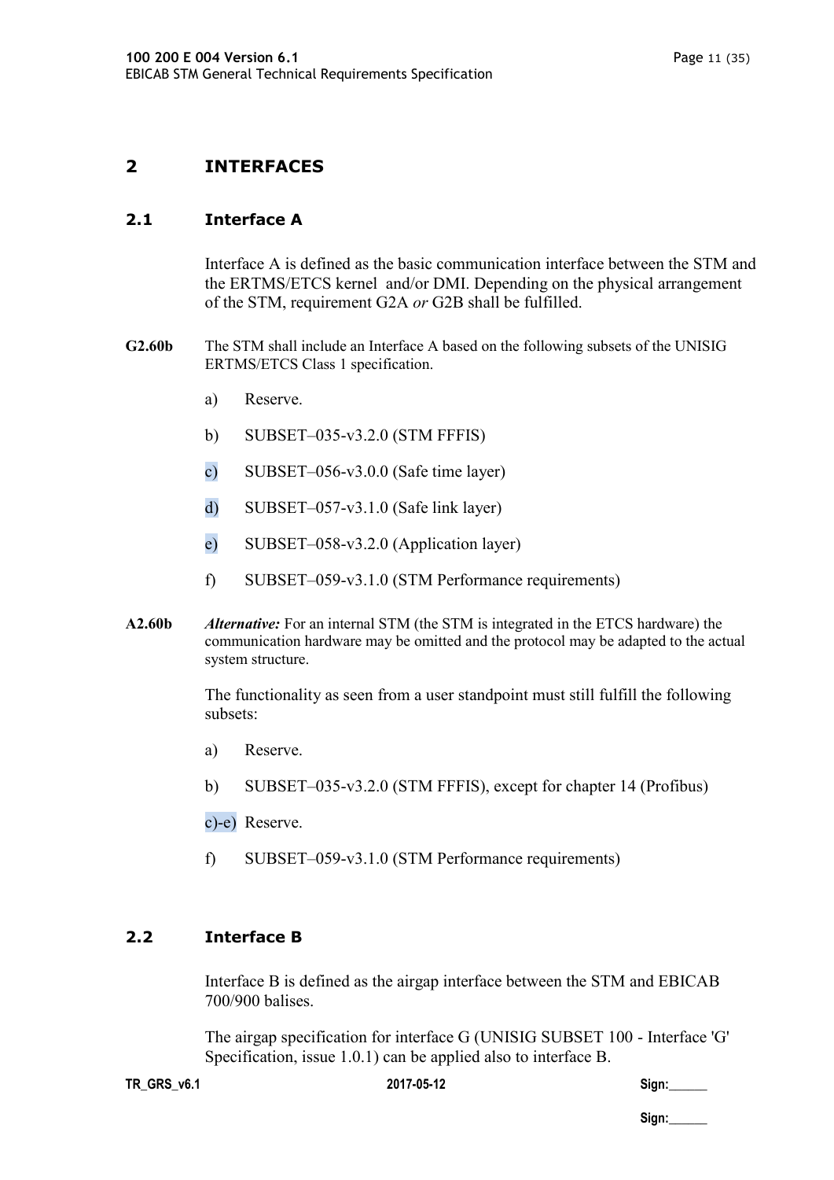# 2 INTERFACES

## 2.1 Interface A

Interface A is defined as the basic communication interface between the STM and the ERTMS/ETCS kernel and/or DMI. Depending on the physical arrangement of the STM, requirement G2A *or* G2B shall be fulfilled.

**G2.60b** The STM shall include an Interface A based on the following subsets of the UNISIG ERTMS/ETCS Class 1 specification.

a) Reserve.

b) SUBSET–035-v3.2.0 (STM FFFIS)

c) SUBSET–056-v3.0.0 (Safe time layer)

d) SUBSET–057-v3.1.0 (Safe link layer)

e) SUBSET–058-v3.2.0 (Application layer)

f) SUBSET–059-v3.1.0 (STM Performance requirements)

**A2.60b** ***Alternative:*** For an internal STM (the STM is integrated in the ETCS hardware) the communication hardware may be omitted and the protocol may be adapted to the actual system structure.

The functionality as seen from a user standpoint must still fulfill the following subsets:

a) Reserve.

b) SUBSET–035-v3.2.0 (STM FFFIS), except for chapter 14 (Profibus)

c)-e) Reserve.

f) SUBSET–059-v3.1.0 (STM Performance requirements)

## 2.2 Interface B

Interface B is defined as the airgap interface between the STM and EBICAB 700/900 balises.

The airgap specification for interface G (UNISIG SUBSET 100 - Interface 'G' Specification, issue 1.0.1) can be applied also to interface B.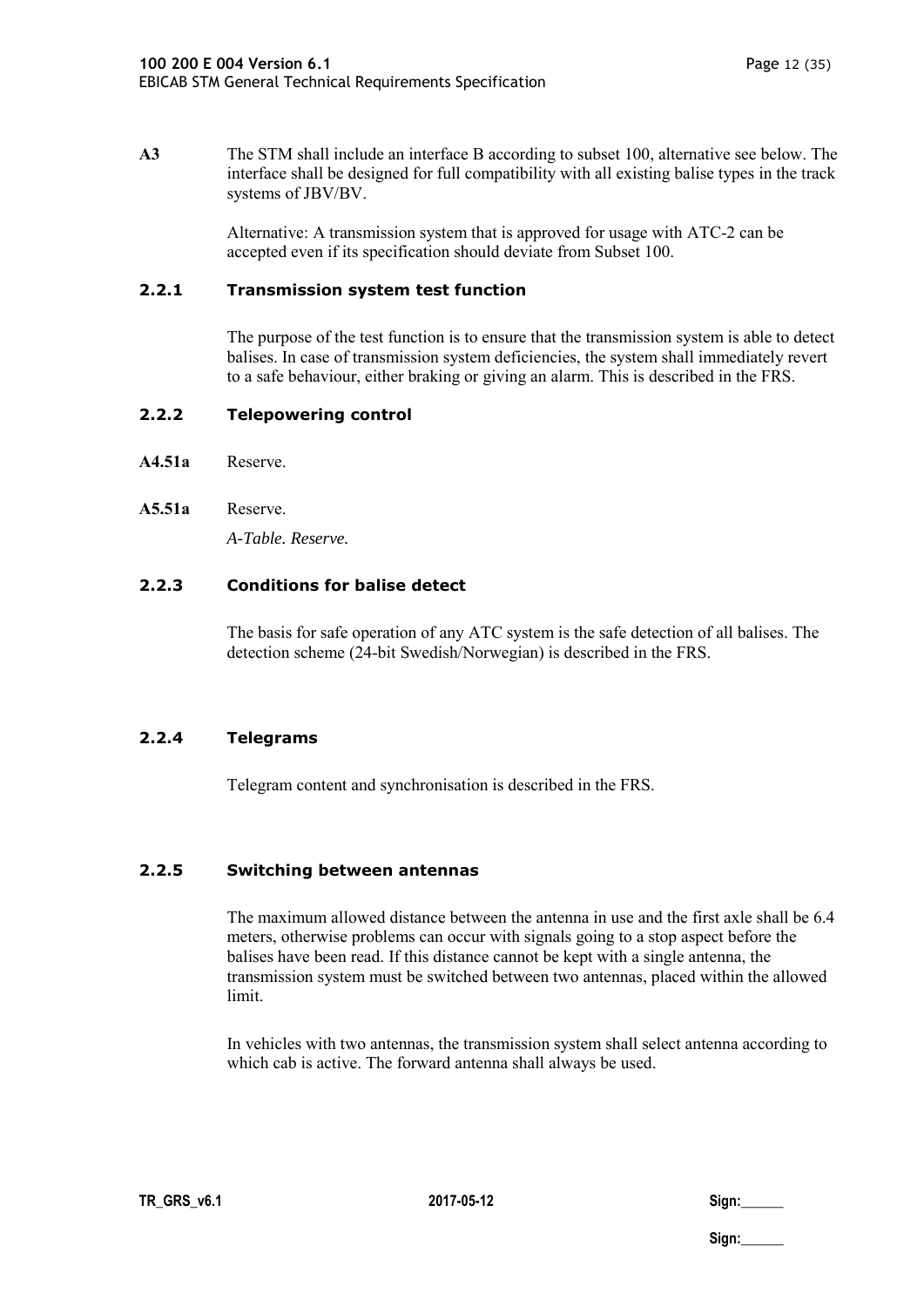**A3** The STM shall include an interface B according to subset 100, alternative see below. The interface shall be designed for full compatibility with all existing balise types in the track systems of JBV/BV.

Alternative: A transmission system that is approved for usage with ATC-2 can be accepted even if its specification should deviate from Subset 100.

### 2.2.1 Transmission system test function

The purpose of the test function is to ensure that the transmission system is able to detect balises. In case of transmission system deficiencies, the system shall immediately revert to a safe behaviour, either braking or giving an alarm. This is described in the FRS.

### 2.2.2 Telepowering control

**A4.51a** Reserve.

**A5.51a** Reserve.

*A-Table. Reserve.*

### 2.2.3 Conditions for balise detect

The basis for safe operation of any ATC system is the safe detection of all balises. The detection scheme (24-bit Swedish/Norwegian) is described in the FRS.

### 2.2.4 Telegrams

Telegram content and synchronisation is described in the FRS.

### 2.2.5 Switching between antennas

The maximum allowed distance between the antenna in use and the first axle shall be 6.4 meters, otherwise problems can occur with signals going to a stop aspect before the balises have been read. If this distance cannot be kept with a single antenna, the transmission system must be switched between two antennas, placed within the allowed limit.

In vehicles with two antennas, the transmission system shall select antenna according to which cab is active. The forward antenna shall always be used.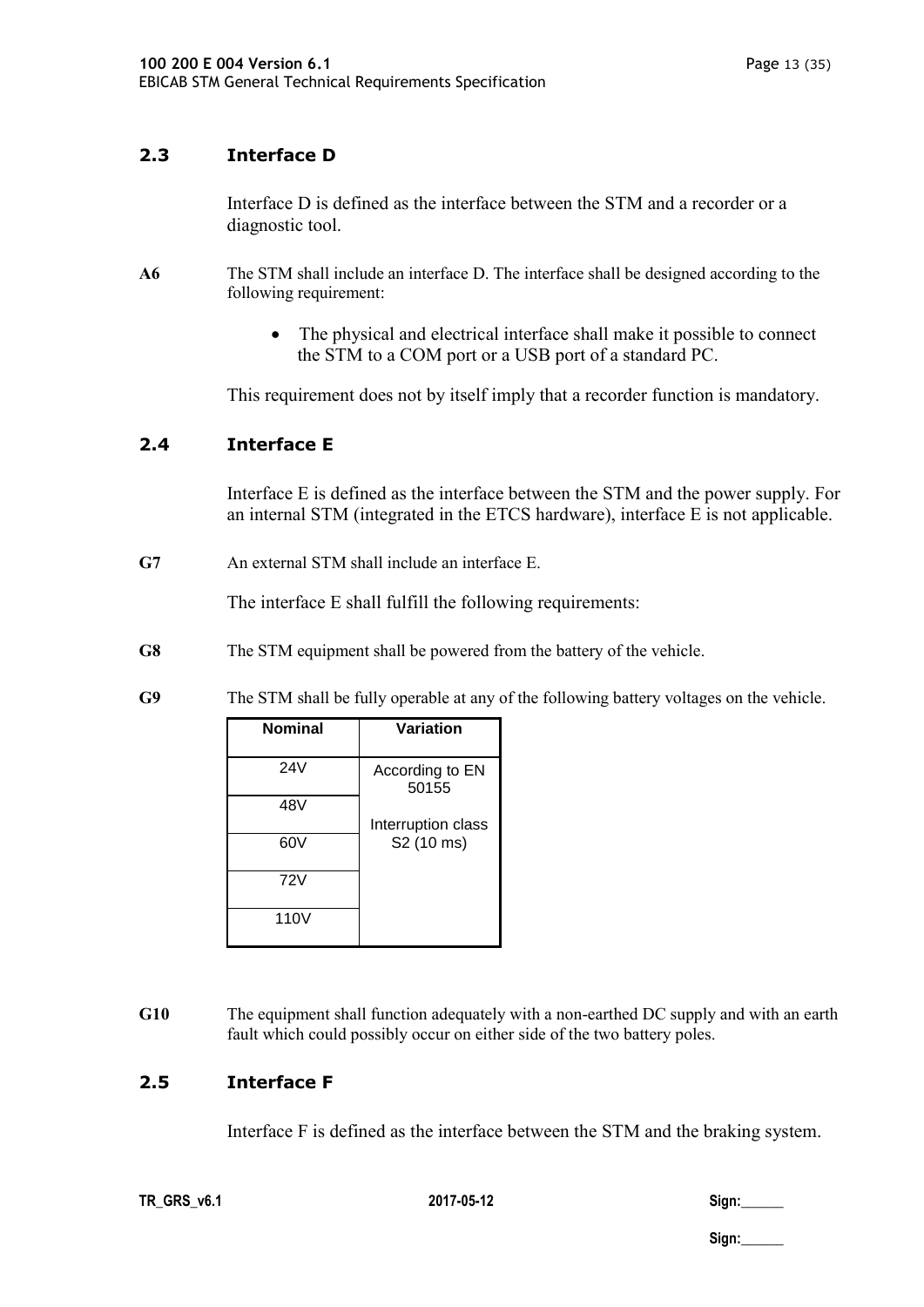## 2.3 Interface D

Interface D is defined as the interface between the STM and a recorder or a diagnostic tool.

**A6** The STM shall include an interface D. The interface shall be designed according to the following requirement:

- The physical and electrical interface shall make it possible to connect the STM to a COM port or a USB port of a standard PC.

This requirement does not by itself imply that a recorder function is mandatory.

## 2.4 Interface E

Interface E is defined as the interface between the STM and the power supply. For an internal STM (integrated in the ETCS hardware), interface E is not applicable.

**G7** An external STM shall include an interface E.

The interface E shall fulfill the following requirements:

**G8** The STM equipment shall be powered from the battery of the vehicle.

**G9** The STM shall be fully operable at any of the following battery voltages on the vehicle.

| Nominal | Variation |
|---|---|
| 24V | According to EN 50155<br><br>Interruption class S2 (10 ms) |
| 48V | |
| 60V | |
| 72V | |
| 110V | |

**G10** The equipment shall function adequately with a non-earthed DC supply and with an earth fault which could possibly occur on either side of the two battery poles.

## 2.5 Interface F

Interface F is defined as the interface between the STM and the braking system.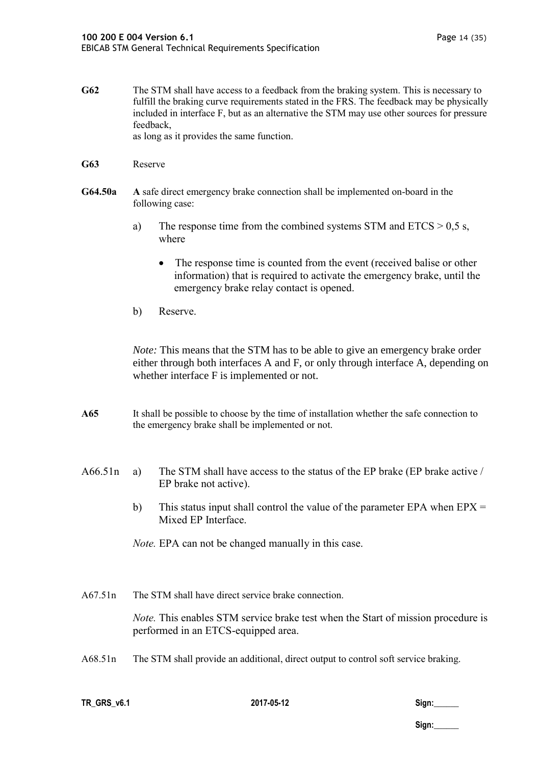**G62** The STM shall have access to a feedback from the braking system. This is necessary to fulfill the braking curve requirements stated in the FRS. The feedback may be physically included in interface F, but as an alternative the STM may use other sources for pressure feedback,
as long as it provides the same function.

**G63** Reserve

**G64.50a** **A** safe direct emergency brake connection shall be implemented on-board in the following case:

a) The response time from the combined systems STM and ETCS > 0,5 s, where

- The response time is counted from the event (received balise or other information) that is required to activate the emergency brake, until the emergency brake relay contact is opened.

b) Reserve.

*Note:* This means that the STM has to be able to give an emergency brake order either through both interfaces A and F, or only through interface A, depending on whether interface F is implemented or not.

**A65** It shall be possible to choose by the time of installation whether the safe connection to the emergency brake shall be implemented or not.

A66.51n a) The STM shall have access to the status of the EP brake (EP brake active / EP brake not active).

b) This status input shall control the value of the parameter EPA when EPX = Mixed EP Interface.

*Note.* EPA can not be changed manually in this case.

A67.51n The STM shall have direct service brake connection.

*Note.* This enables STM service brake test when the Start of mission procedure is performed in an ETCS-equipped area.

A68.51n The STM shall provide an additional, direct output to control soft service braking.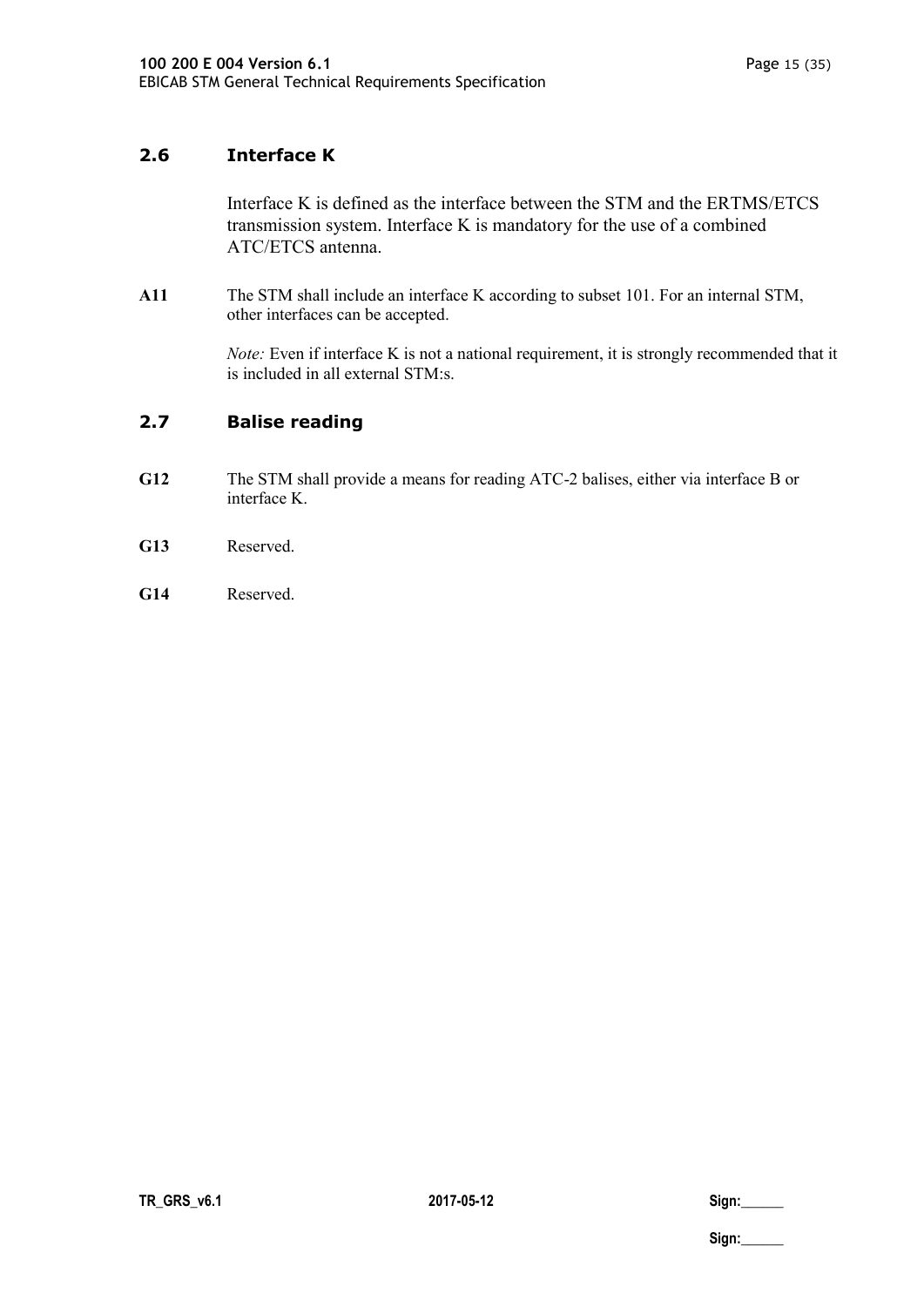## 2.6 Interface K

Interface K is defined as the interface between the STM and the ERTMS/ETCS transmission system. Interface K is mandatory for the use of a combined ATC/ETCS antenna.

**A11** The STM shall include an interface K according to subset 101. For an internal STM, other interfaces can be accepted.

*Note:* Even if interface K is not a national requirement, it is strongly recommended that it is included in all external STM:s.

## 2.7 Balise reading

**G12** The STM shall provide a means for reading ATC-2 balises, either via interface B or interface K.

**G13** Reserved.

**G14** Reserved.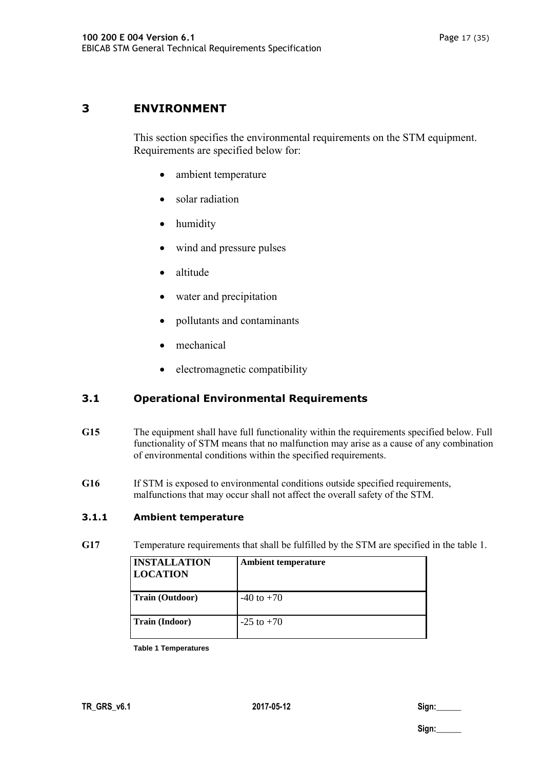# 3 ENVIRONMENT

This section specifies the environmental requirements on the STM equipment. Requirements are specified below for:

- ambient temperature
- solar radiation
- humidity
- wind and pressure pulses
- altitude
- water and precipitation
- pollutants and contaminants
- mechanical
- electromagnetic compatibility

## 3.1 Operational Environmental Requirements

**G15** The equipment shall have full functionality within the requirements specified below. Full functionality of STM means that no malfunction may arise as a cause of any combination of environmental conditions within the specified requirements.

**G16** If STM is exposed to environmental conditions outside specified requirements, malfunctions that may occur shall not affect the overall safety of the STM.

### 3.1.1 Ambient temperature

**G17** Temperature requirements that shall be fulfilled by the STM are specified in the table 1.

| INSTALLATION LOCATION | Ambient temperature |
|---|---|
| **Train (Outdoor)** | -40 to +70 |
| **Train (Indoor)** | -25 to +70 |

**Table 1 Temperatures**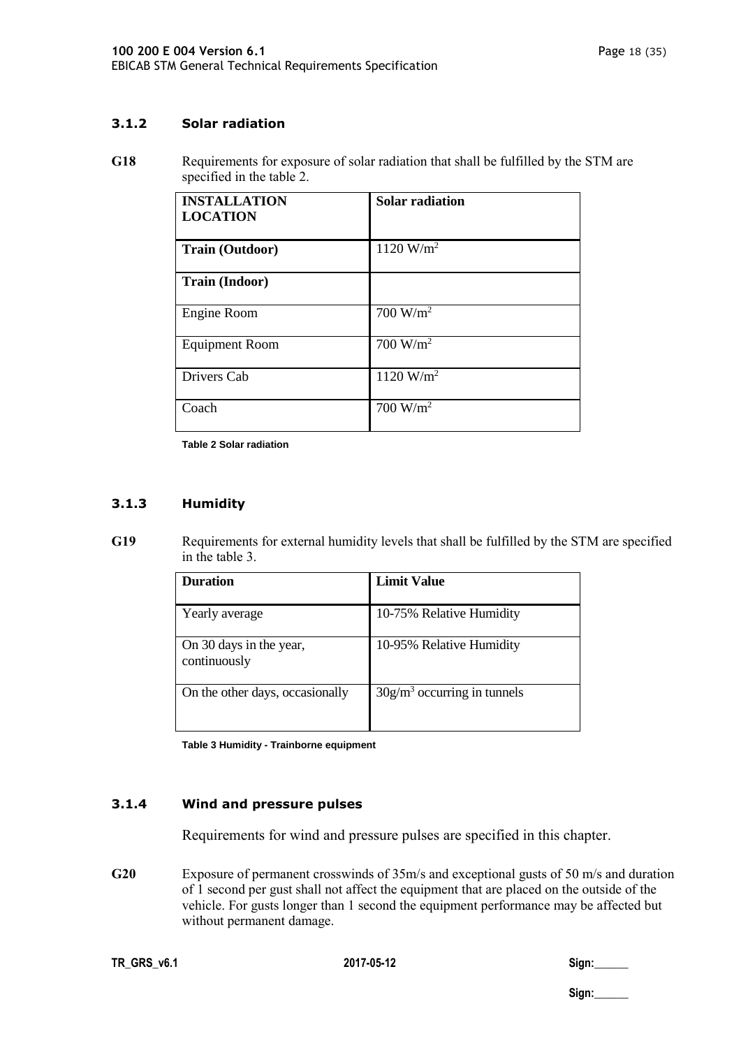### 3.1.2 Solar radiation

**G18** Requirements for exposure of solar radiation that shall be fulfilled by the STM are specified in the table 2.

| INSTALLATION LOCATION | Solar radiation |
|---|---|
| **Train (Outdoor)** | 1120 W/m$^2$ |
| **Train (Indoor)** | |
| Engine Room | 700 W/m$^2$ |
| Equipment Room | 700 W/m$^2$ |
| Drivers Cab | 1120 W/m$^2$ |
| Coach | 700 W/m$^2$ |

**Table 2 Solar radiation**

### 3.1.3 Humidity

**G19** Requirements for external humidity levels that shall be fulfilled by the STM are specified in the table 3.

| Duration | Limit Value |
|---|---|
| Yearly average | 10-75% Relative Humidity |
| On 30 days in the year, continuously | 10-95% Relative Humidity |
| On the other days, occasionally | 30g/m$^3$ occurring in tunnels |

**Table 3 Humidity - Trainborne equipment**

### 3.1.4 Wind and pressure pulses

Requirements for wind and pressure pulses are specified in this chapter.

**G20** Exposure of permanent crosswinds of 35m/s and exceptional gusts of 50 m/s and duration of 1 second per gust shall not affect the equipment that are placed on the outside of the vehicle. For gusts longer than 1 second the equipment performance may be affected but without permanent damage.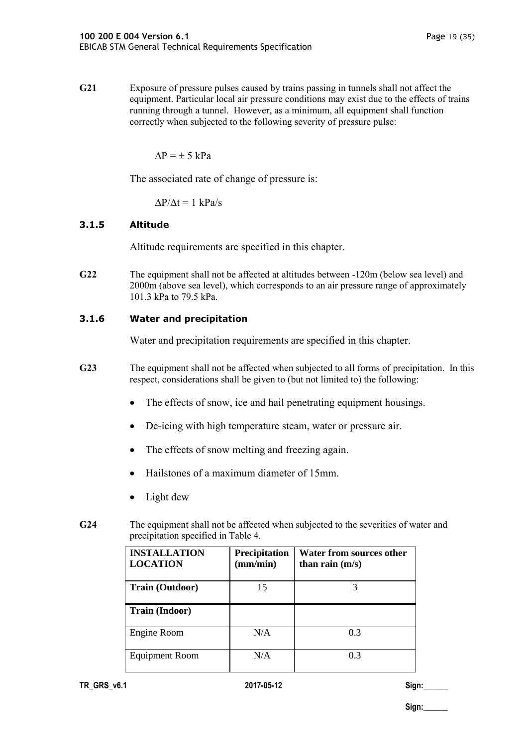**G21** Exposure of pressure pulses caused by trains passing in tunnels shall not affect the equipment. Particular local air pressure conditions may exist due to the effects of trains running through a tunnel. However, as a minimum, all equipment shall function correctly when subjected to the following severity of pressure pulse:

$\Delta P = \pm 5$ kPa

The associated rate of change of pressure is:

$\Delta P/\Delta t = 1$ kPa/s

### 3.1.5 Altitude

Altitude requirements are specified in this chapter.

**G22** The equipment shall not be affected at altitudes between -120m (below sea level) and 2000m (above sea level), which corresponds to an air pressure range of approximately 101.3 kPa to 79.5 kPa.

### 3.1.6 Water and precipitation

Water and precipitation requirements are specified in this chapter.

**G23** The equipment shall not be affected when subjected to all forms of precipitation. In this respect, considerations shall be given to (but not limited to) the following:

- The effects of snow, ice and hail penetrating equipment housings.
- De-icing with high temperature steam, water or pressure air.
- The effects of snow melting and freezing again.
- Hailstones of a maximum diameter of 15mm.
- Light dew

**G24** The equipment shall not be affected when subjected to the severities of water and precipitation specified in Table 4.

| INSTALLATION LOCATION | Precipitation (mm/min) | Water from sources other than rain (m/s) |
|---|---|---|
| **Train (Outdoor)** | 15 | 3 |
| **Train (Indoor)** | | |
| Engine Room | N/A | 0.3 |
| Equipment Room | N/A | 0.3 |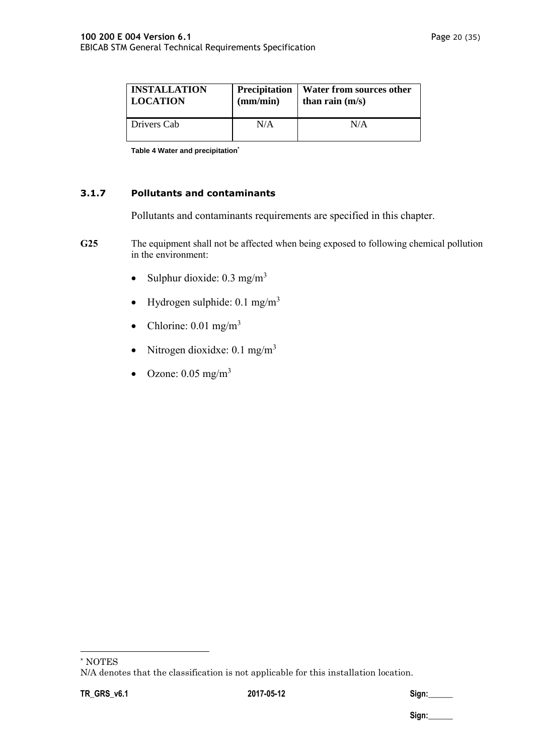| INSTALLATION LOCATION | Precipitation (mm/min) | Water from sources other than rain (m/s) |
|---|---|---|
| Drivers Cab | N/A | N/A |

Table 4 Water and precipitation*

### 3.1.7 Pollutants and contaminants

Pollutants and contaminants requirements are specified in this chapter.

**G25** The equipment shall not be affected when being exposed to following chemical pollution in the environment:

- Sulphur dioxide: 0.3 mg/m$^3$
- Hydrogen sulphide: 0.1 mg/m$^3$
- Chlorine: 0.01 mg/m$^3$
- Nitrogen dioxidxe: 0.1 mg/m$^3$
- Ozone: 0.05 mg/m$^3$

---

* NOTES
N/A denotes that the classification is not applicable for this installation location.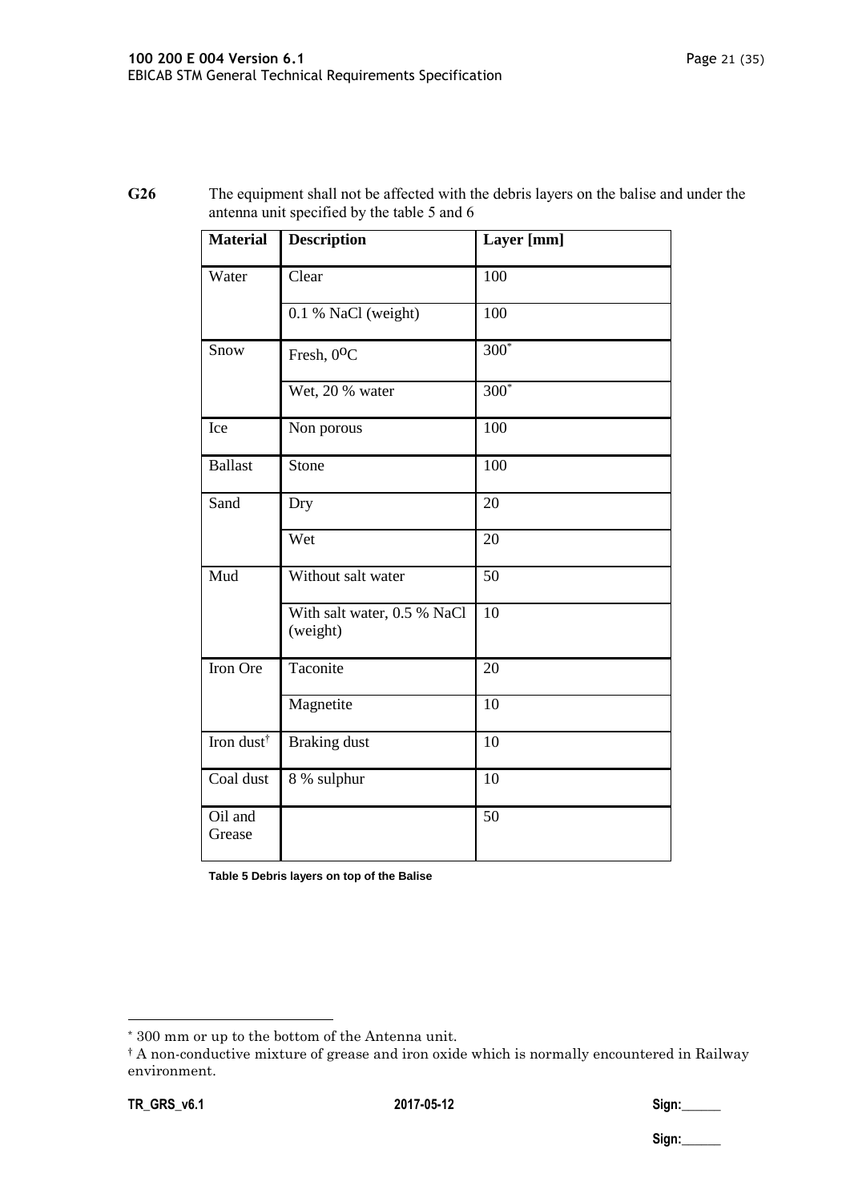**G26** The equipment shall not be affected with the debris layers on the balise and under the antenna unit specified by the table 5 and 6

| Material | Description | Layer [mm] |
|---|---|---|
| Water | Clear | 100 |
| | 0.1 % NaCl (weight) | 100 |
| Snow | Fresh, 0°C | 300* |
| | Wet, 20 % water | 300* |
| Ice | Non porous | 100 |
| Ballast | Stone | 100 |
| Sand | Dry | 20 |
| | Wet | 20 |
| Mud | Without salt water | 50 |
| | With salt water, 0.5 % NaCl (weight) | 10 |
| Iron Ore | Taconite | 20 |
| | Magnetite | 10 |
| Iron dust† | Braking dust | 10 |
| Coal dust | 8 % sulphur | 10 |
| Oil and Grease | | 50 |

**Table 5 Debris layers on top of the Balise**

* 300 mm or up to the bottom of the Antenna unit.

† A non-conductive mixture of grease and iron oxide which is normally encountered in Railway environment.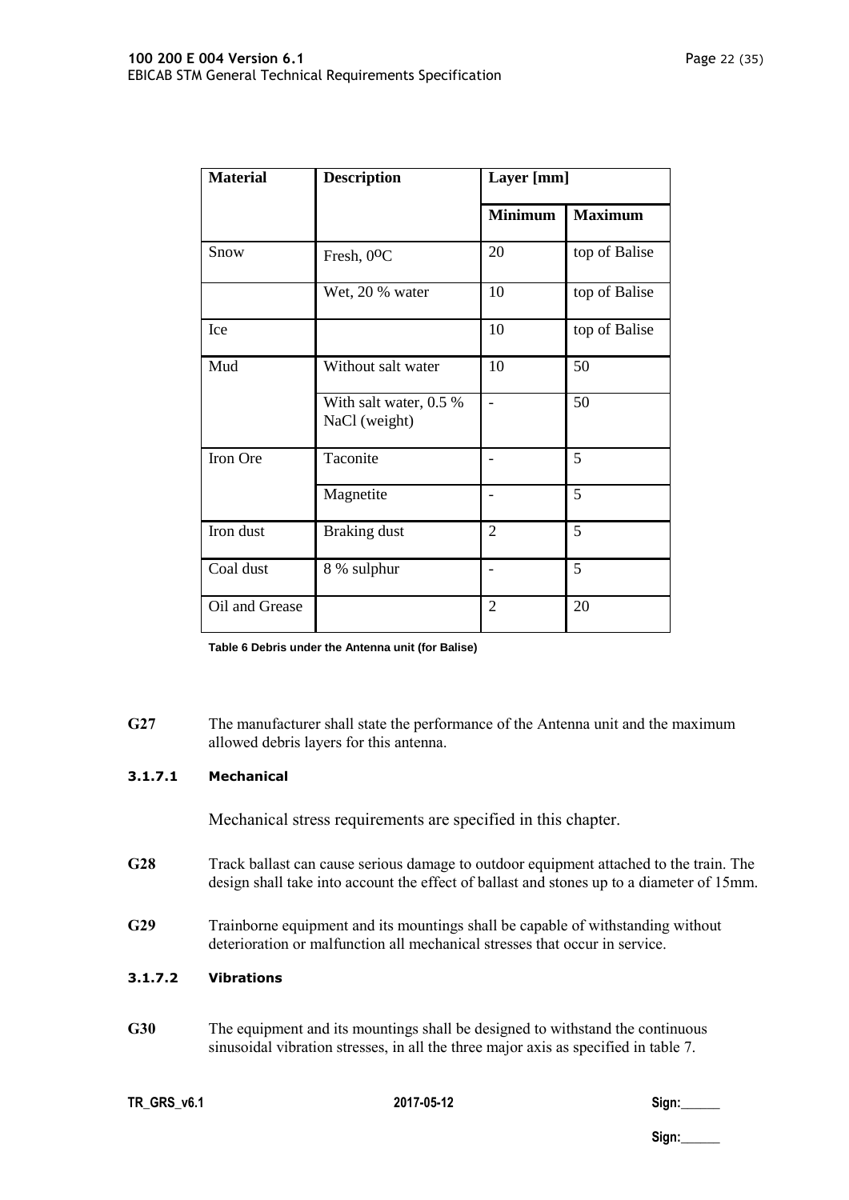| Material | Description | Layer [mm] | |
|---|---|---|---|
| | | Minimum | Maximum |
| Snow | Fresh, 0ºC | 20 | top of Balise |
| | Wet, 20 % water | 10 | top of Balise |
| Ice | | 10 | top of Balise |
| Mud | Without salt water | 10 | 50 |
| | With salt water, 0.5 % NaCl (weight) | - | 50 |
| Iron Ore | Taconite | - | 5 |
| | Magnetite | - | 5 |
| Iron dust | Braking dust | 2 | 5 |
| Coal dust | 8 % sulphur | - | 5 |
| Oil and Grease | | 2 | 20 |

**Table 6 Debris under the Antenna unit (for Balise)**

**G27** The manufacturer shall state the performance of the Antenna unit and the maximum allowed debris layers for this antenna.

#### 3.1.7.1 Mechanical

Mechanical stress requirements are specified in this chapter.

**G28** Track ballast can cause serious damage to outdoor equipment attached to the train. The design shall take into account the effect of ballast and stones up to a diameter of 15mm.

**G29** Trainborne equipment and its mountings shall be capable of withstanding without deterioration or malfunction all mechanical stresses that occur in service.

#### 3.1.7.2 Vibrations

**G30** The equipment and its mountings shall be designed to withstand the continuous sinusoidal vibration stresses, in all the three major axis as specified in table 7.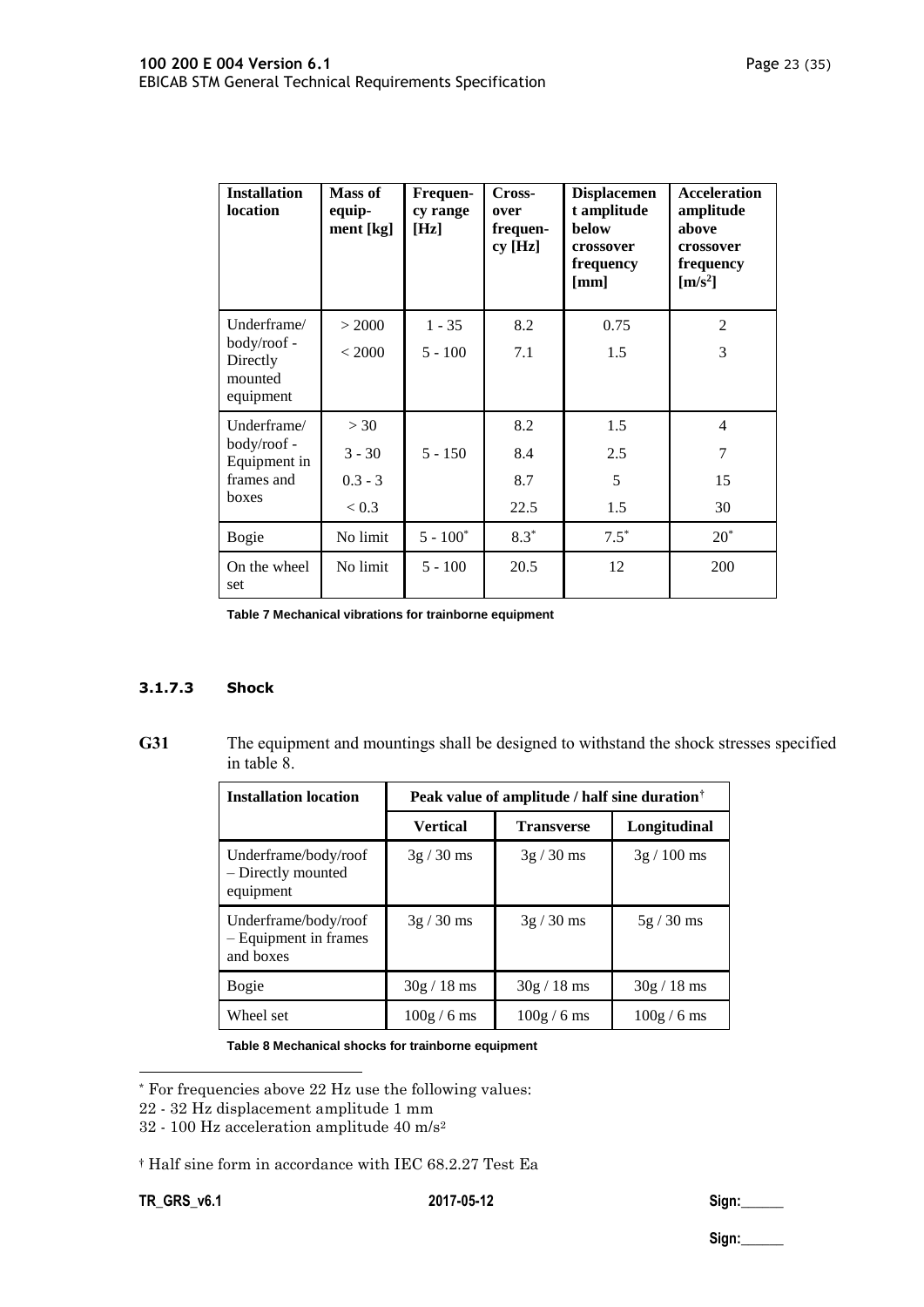| Installation location | Mass of equip-ment [kg] | Frequen-cy range [Hz] | Cross-over frequen-cy [Hz] | Displacement amplitude below crossover frequency [mm] | Acceleration amplitude above crossover frequency [m/s²] |
|---|---|---|---|---|---|
| Underframe/ body/roof - Directly mounted equipment | > 2000 | 1 - 35 | 8.2 | 0.75 | 2 |
| | < 2000 | 5 - 100 | 7.1 | 1.5 | 3 |
| Underframe/ body/roof - Equipment in frames and boxes | > 30 | 5 - 150 | 8.2 | 1.5 | 4 |
| | 3 - 30 | | 8.4 | 2.5 | 7 |
| | 0.3 - 3 | | 8.7 | 5 | 15 |
| | < 0.3 | | 22.5 | 1.5 | 30 |
| Bogie | No limit | 5 - 100* | 8.3* | 7.5* | 20* |
| On the wheel set | No limit | 5 - 100 | 20.5 | 12 | 200 |

Table 7 Mechanical vibrations for trainborne equipment

#### 3.1.7.3 Shock

**G31** The equipment and mountings shall be designed to withstand the shock stresses specified in table 8.

| Installation location | Peak value of amplitude / half sine duration† | | |
|---|---|---|---|
| | Vertical | Transverse | Longitudinal |
| Underframe/body/roof – Directly mounted equipment | 3g / 30 ms | 3g / 30 ms | 3g / 100 ms |
| Underframe/body/roof – Equipment in frames and boxes | 3g / 30 ms | 3g / 30 ms | 5g / 30 ms |
| Bogie | 30g / 18 ms | 30g / 18 ms | 30g / 18 ms |
| Wheel set | 100g / 6 ms | 100g / 6 ms | 100g / 6 ms |

Table 8 Mechanical shocks for trainborne equipment

---

* For frequencies above 22 Hz use the following values:
22 - 32 Hz displacement amplitude 1 mm
32 - 100 Hz acceleration amplitude 40 m/s²

† Half sine form in accordance with IEC 68.2.27 Test Ea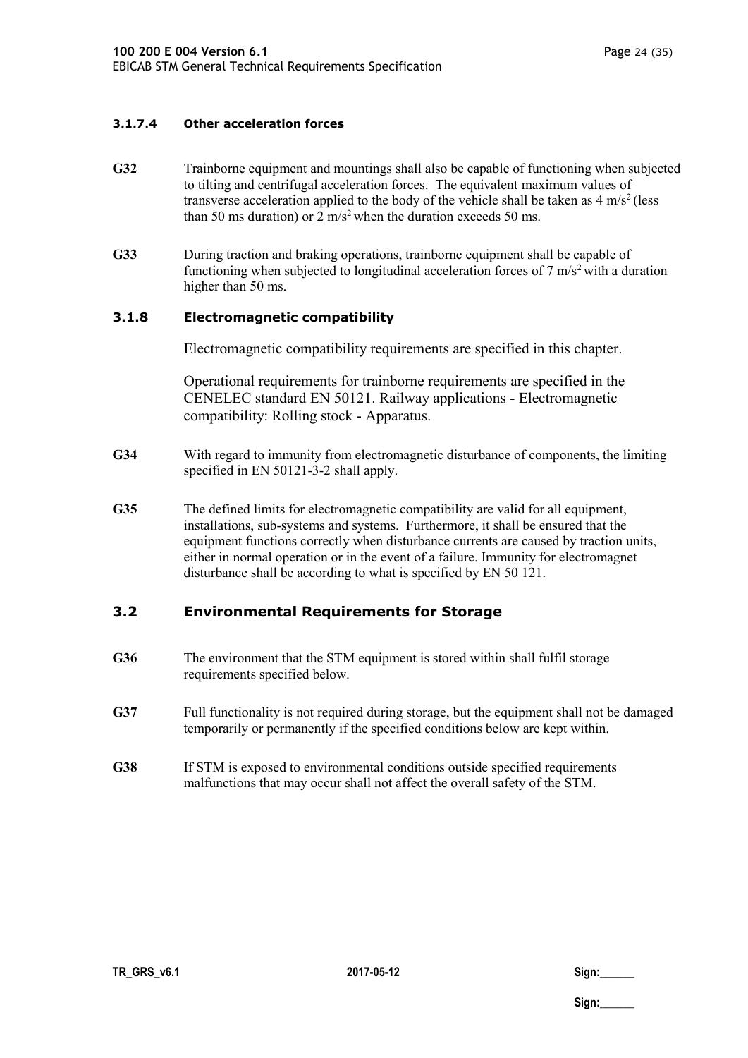#### 3.1.7.4 Other acceleration forces

**G32** Trainborne equipment and mountings shall also be capable of functioning when subjected to tilting and centrifugal acceleration forces. The equivalent maximum values of transverse acceleration applied to the body of the vehicle shall be taken as 4 $m/s^2$ (less than 50 ms duration) or 2 $m/s^2$ when the duration exceeds 50 ms.

**G33** During traction and braking operations, trainborne equipment shall be capable of functioning when subjected to longitudinal acceleration forces of 7 $m/s^2$ with a duration higher than 50 ms.

### 3.1.8 Electromagnetic compatibility

Electromagnetic compatibility requirements are specified in this chapter.

Operational requirements for trainborne requirements are specified in the CENELEC standard EN 50121. Railway applications - Electromagnetic compatibility: Rolling stock - Apparatus.

**G34** With regard to immunity from electromagnetic disturbance of components, the limiting specified in EN 50121-3-2 shall apply.

**G35** The defined limits for electromagnetic compatibility are valid for all equipment, installations, sub-systems and systems. Furthermore, it shall be ensured that the equipment functions correctly when disturbance currents are caused by traction units, either in normal operation or in the event of a failure. Immunity for electromagnet disturbance shall be according to what is specified by EN 50 121.

## 3.2 Environmental Requirements for Storage

**G36** The environment that the STM equipment is stored within shall fulfil storage requirements specified below.

**G37** Full functionality is not required during storage, but the equipment shall not be damaged temporarily or permanently if the specified conditions below are kept within.

**G38** If STM is exposed to environmental conditions outside specified requirements malfunctions that may occur shall not affect the overall safety of the STM.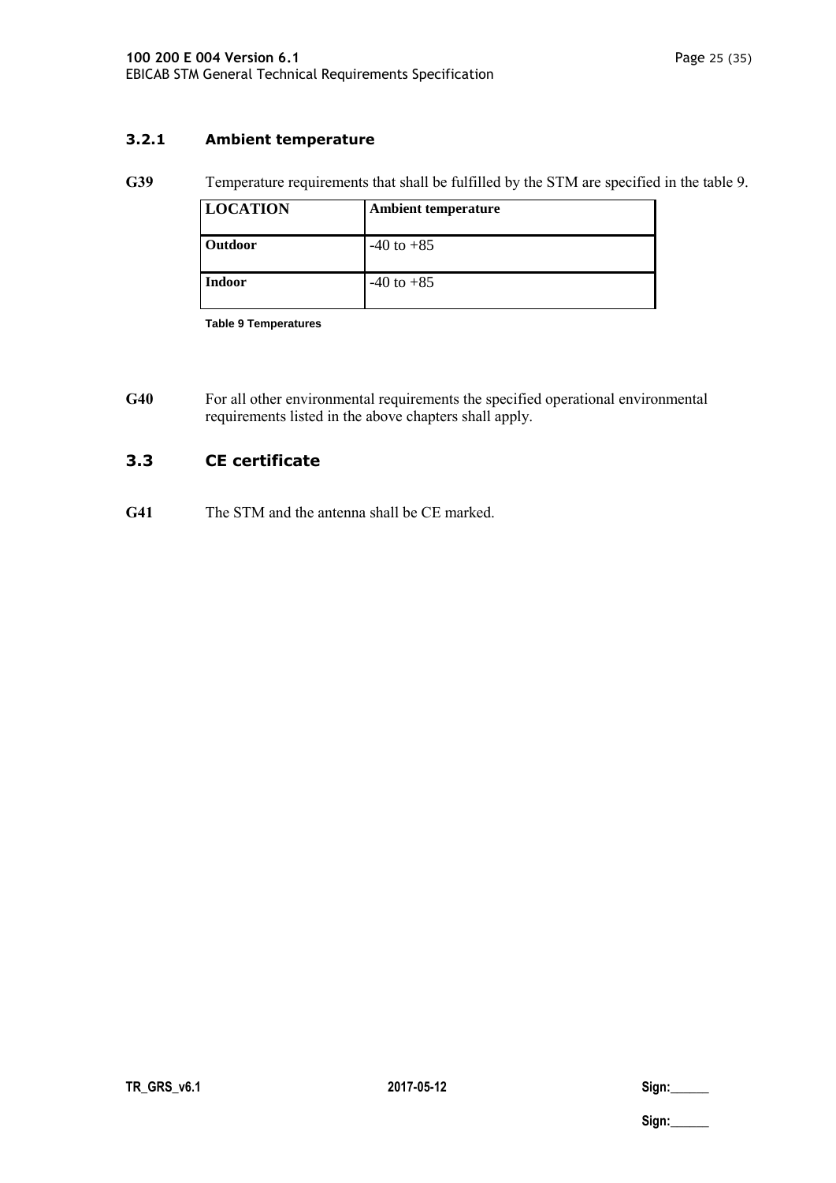### 3.2.1 Ambient temperature

**G39** Temperature requirements that shall be fulfilled by the STM are specified in the table 9.

| LOCATION | Ambient temperature |
|---|---|
| **Outdoor** | -40 to +85 |
| **Indoor** | -40 to +85 |

**Table 9 Temperatures**

**G40** For all other environmental requirements the specified operational environmental requirements listed in the above chapters shall apply.

## 3.3 CE certificate

**G41** The STM and the antenna shall be CE marked.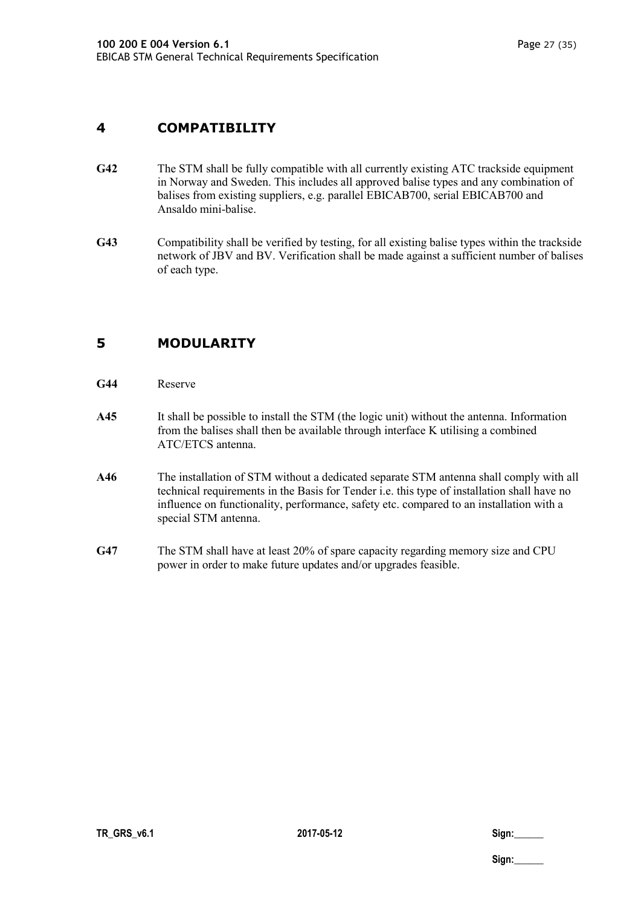# 4 COMPATIBILITY

**G42** The STM shall be fully compatible with all currently existing ATC trackside equipment in Norway and Sweden. This includes all approved balise types and any combination of balises from existing suppliers, e.g. parallel EBICAB700, serial EBICAB700 and Ansaldo mini-balise.

**G43** Compatibility shall be verified by testing, for all existing balise types within the trackside network of JBV and BV. Verification shall be made against a sufficient number of balises of each type.

# 5 MODULARITY

**G44** Reserve

**A45** It shall be possible to install the STM (the logic unit) without the antenna. Information from the balises shall then be available through interface K utilising a combined ATC/ETCS antenna.

**A46** The installation of STM without a dedicated separate STM antenna shall comply with all technical requirements in the Basis for Tender i.e. this type of installation shall have no influence on functionality, performance, safety etc. compared to an installation with a special STM antenna.

**G47** The STM shall have at least 20% of spare capacity regarding memory size and CPU power in order to make future updates and/or upgrades feasible.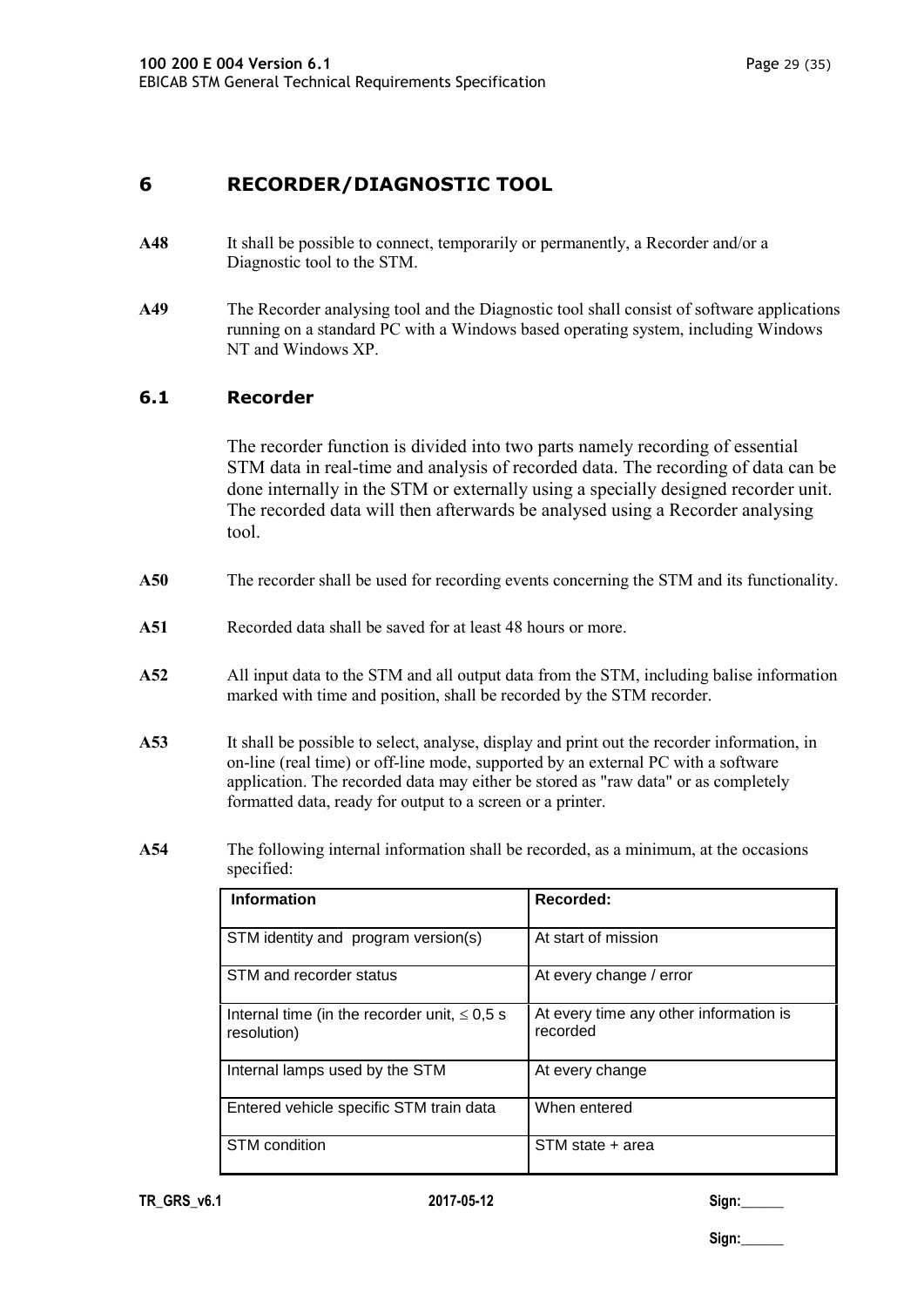# 6 RECORDER/DIAGNOSTIC TOOL

**A48** It shall be possible to connect, temporarily or permanently, a Recorder and/or a Diagnostic tool to the STM.

**A49** The Recorder analysing tool and the Diagnostic tool shall consist of software applications running on a standard PC with a Windows based operating system, including Windows NT and Windows XP.

## 6.1 Recorder

The recorder function is divided into two parts namely recording of essential STM data in real-time and analysis of recorded data. The recording of data can be done internally in the STM or externally using a specially designed recorder unit. The recorded data will then afterwards be analysed using a Recorder analysing tool.

**A50** The recorder shall be used for recording events concerning the STM and its functionality.

**A51** Recorded data shall be saved for at least 48 hours or more.

**A52** All input data to the STM and all output data from the STM, including balise information marked with time and position, shall be recorded by the STM recorder.

**A53** It shall be possible to select, analyse, display and print out the recorder information, in on-line (real time) or off-line mode, supported by an external PC with a software application. The recorded data may either be stored as "raw data" or as completely formatted data, ready for output to a screen or a printer.

**A54** The following internal information shall be recorded, as a minimum, at the occasions specified:

| Information | Recorded: |
|---|---|
| STM identity and program version(s) | At start of mission |
| STM and recorder status | At every change / error |
| Internal time (in the recorder unit, $\leq$ 0,5 s resolution) | At every time any other information is recorded |
| Internal lamps used by the STM | At every change |
| Entered vehicle specific STM train data | When entered |
| STM condition | STM state + area |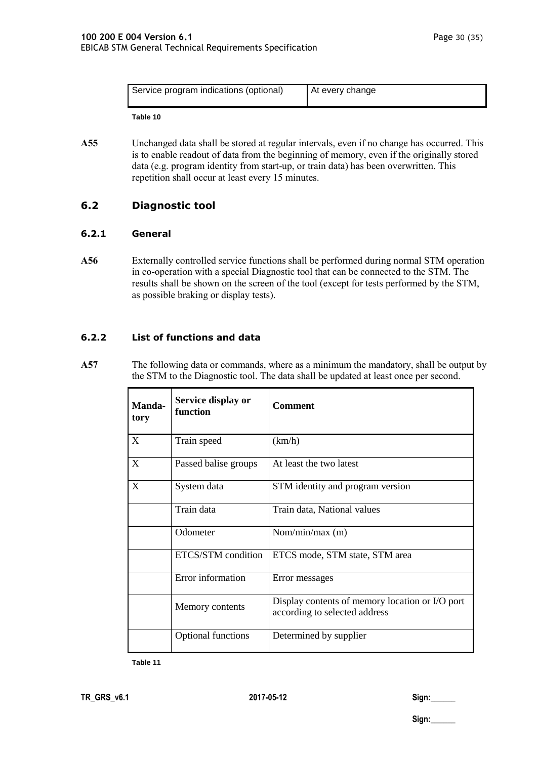| Service program indications (optional) | At every change |
|---|---|

Table 10

**A55** Unchanged data shall be stored at regular intervals, even if no change has occurred. This is to enable readout of data from the beginning of memory, even if the originally stored data (e.g. program identity from start-up, or train data) has been overwritten. This repetition shall occur at least every 15 minutes.

## 6.2 Diagnostic tool

### 6.2.1 General

**A56** Externally controlled service functions shall be performed during normal STM operation in co-operation with a special Diagnostic tool that can be connected to the STM. The results shall be shown on the screen of the tool (except for tests performed by the STM, as possible braking or display tests).

### 6.2.2 List of functions and data

**A57** The following data or commands, where as a minimum the mandatory, shall be output by the STM to the Diagnostic tool. The data shall be updated at least once per second.

| Manda-tory | Service display or function | Comment |
|---|---|---|
| X | Train speed | (km/h) |
| X | Passed balise groups | At least the two latest |
| X | System data | STM identity and program version |
| | Train data | Train data, National values |
| | Odometer | Nom/min/max (m) |
| | ETCS/STM condition | ETCS mode, STM state, STM area |
| | Error information | Error messages |
| | Memory contents | Display contents of memory location or I/O port according to selected address |
| | Optional functions | Determined by supplier |

Table 11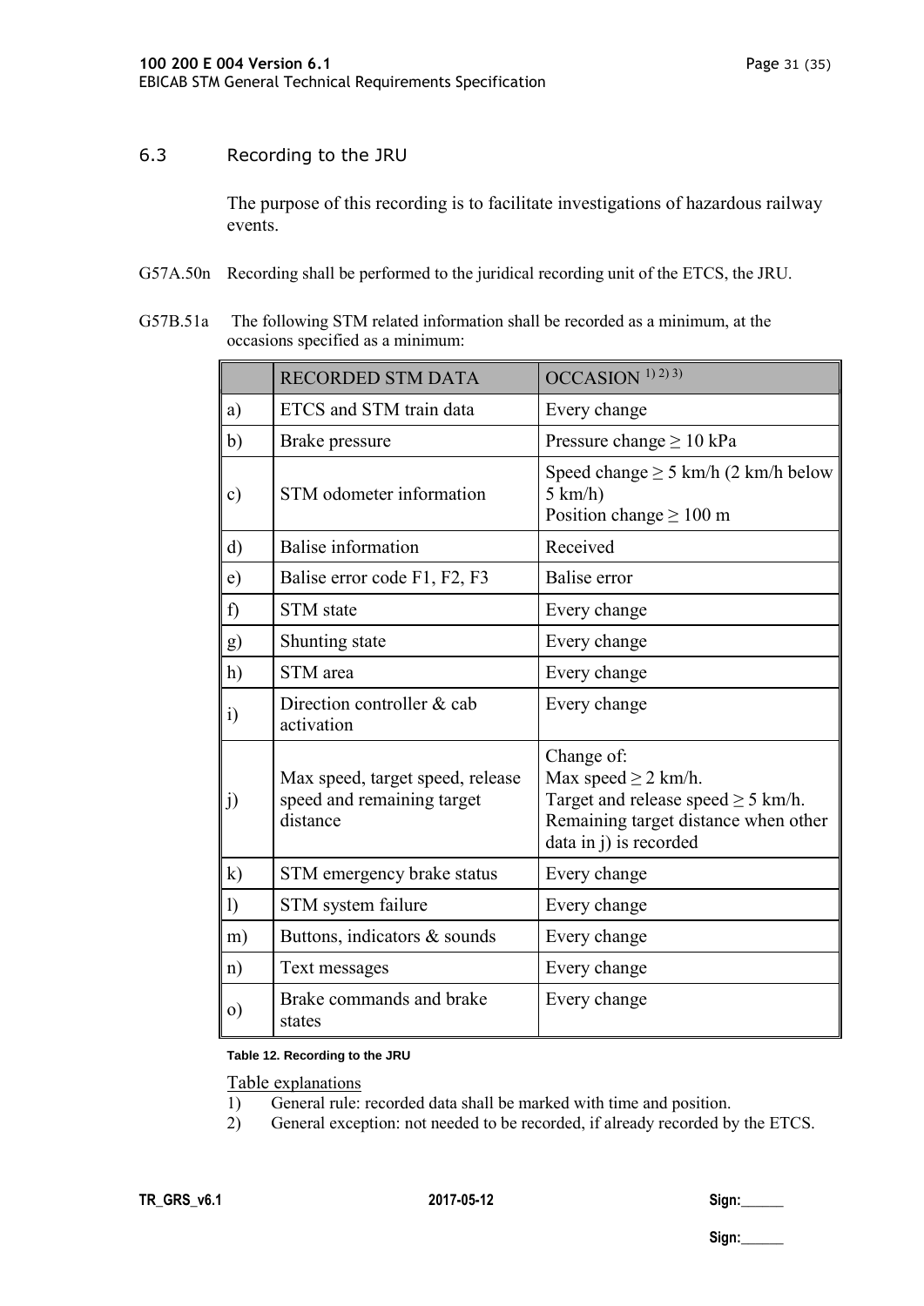## 6.3 Recording to the JRU

The purpose of this recording is to facilitate investigations of hazardous railway events.

G57A.50n Recording shall be performed to the juridical recording unit of the ETCS, the JRU.

G57B.51a The following STM related information shall be recorded as a minimum, at the occasions specified as a minimum:

| | RECORDED STM DATA | OCCASION 1) 2) 3) |
|---|---|---|
| a) | ETCS and STM train data | Every change |
| b) | Brake pressure | Pressure change ≥ 10 kPa |
| c) | STM odometer information | Speed change ≥ 5 km/h (2 km/h below 5 km/h)<br>Position change ≥ 100 m |
| d) | Balise information | Received |
| e) | Balise error code F1, F2, F3 | Balise error |
| f) | STM state | Every change |
| g) | Shunting state | Every change |
| h) | STM area | Every change |
| i) | Direction controller & cab activation | Every change |
| j) | Max speed, target speed, release speed and remaining target distance | Change of:<br>Max speed ≥ 2 km/h.<br>Target and release speed ≥ 5 km/h.<br>Remaining target distance when other data in j) is recorded |
| k) | STM emergency brake status | Every change |
| l) | STM system failure | Every change |
| m) | Buttons, indicators & sounds | Every change |
| n) | Text messages | Every change |
| o) | Brake commands and brake states | Every change |

**Table 12. Recording to the JRU**

Table explanations

1) General rule: recorded data shall be marked with time and position.
2) General exception: not needed to be recorded, if already recorded by the ETCS.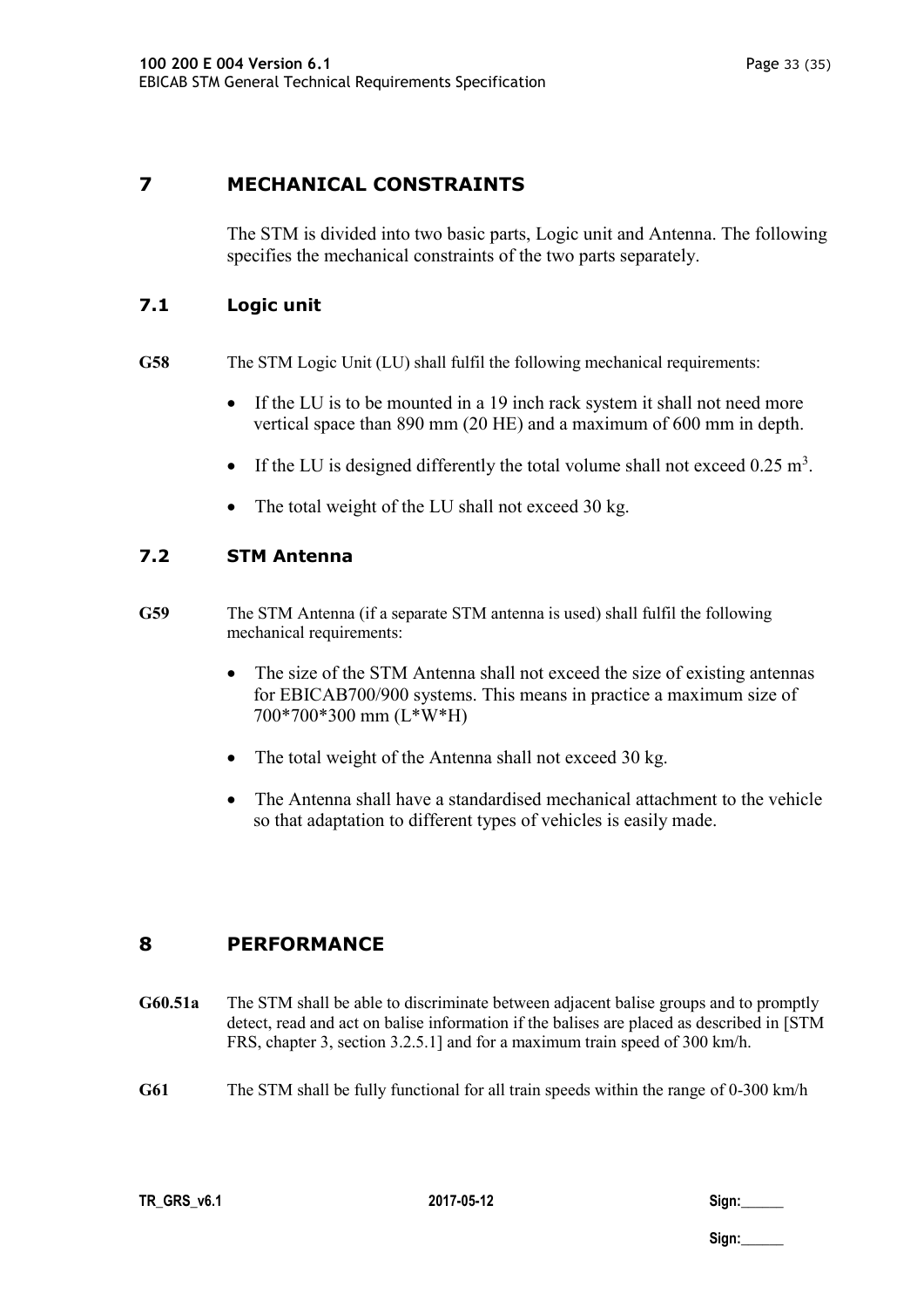# 7 MECHANICAL CONSTRAINTS

The STM is divided into two basic parts, Logic unit and Antenna. The following specifies the mechanical constraints of the two parts separately.

## 7.1 Logic unit

**G58** The STM Logic Unit (LU) shall fulfil the following mechanical requirements:

- If the LU is to be mounted in a 19 inch rack system it shall not need more vertical space than 890 mm (20 HE) and a maximum of 600 mm in depth.
- If the LU is designed differently the total volume shall not exceed 0.25 $m^3$.
- The total weight of the LU shall not exceed 30 kg.

## 7.2 STM Antenna

**G59** The STM Antenna (if a separate STM antenna is used) shall fulfil the following mechanical requirements:

- The size of the STM Antenna shall not exceed the size of existing antennas for EBICAB700/900 systems. This means in practice a maximum size of 700*700*300 mm (L*W*H)
- The total weight of the Antenna shall not exceed 30 kg.
- The Antenna shall have a standardised mechanical attachment to the vehicle so that adaptation to different types of vehicles is easily made.

# 8 PERFORMANCE

**G60.51a** The STM shall be able to discriminate between adjacent balise groups and to promptly detect, read and act on balise information if the balises are placed as described in [STM FRS, chapter 3, section 3.2.5.1] and for a maximum train speed of 300 km/h.

**G61** The STM shall be fully functional for all train speeds within the range of 0-300 km/h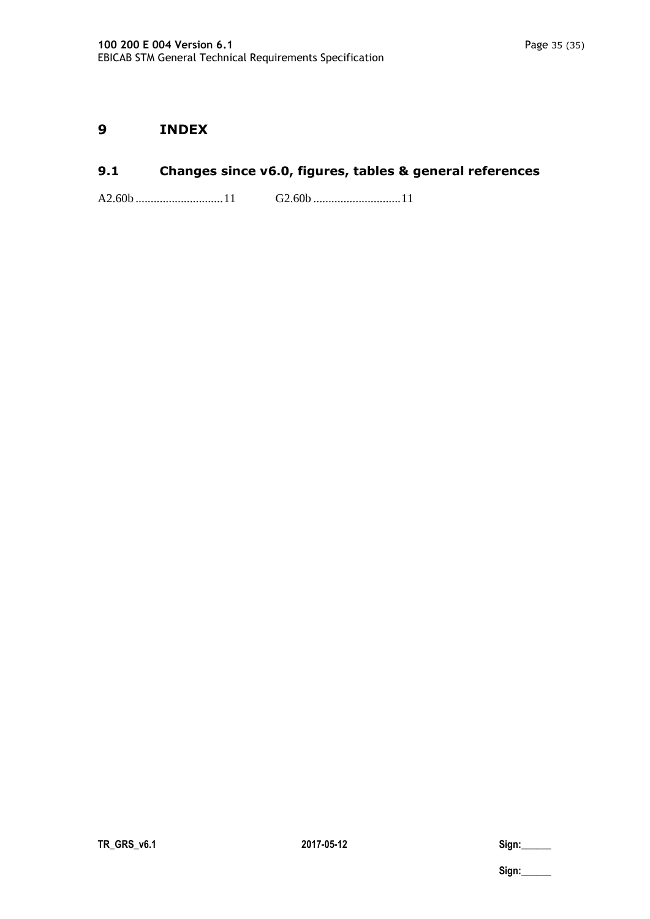# 9 INDEX

## 9.1 Changes since v6.0, figures, tables & general references

A2.60b ............................11

G2.60b ............................11